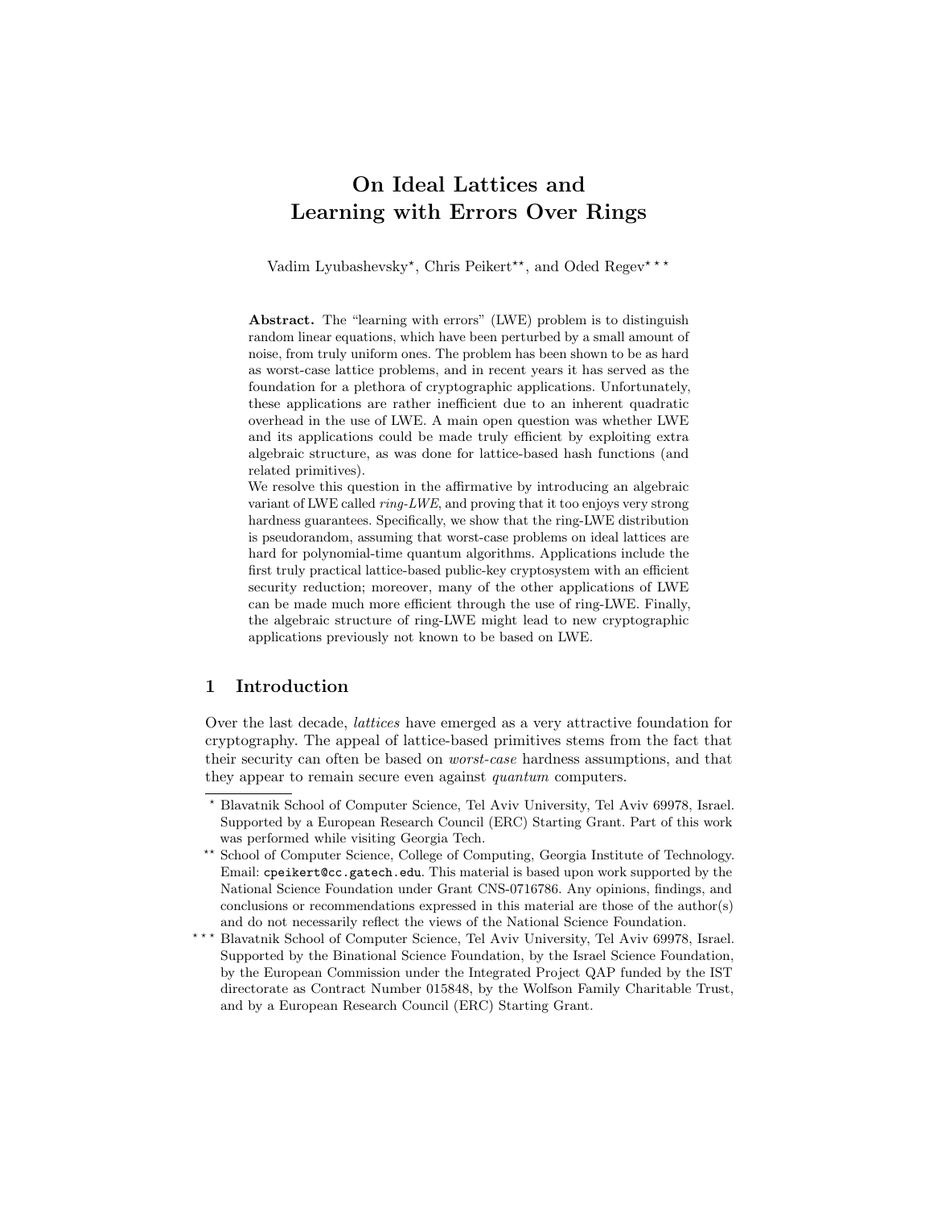# On Ideal Lattices and Learning with Errors Over Rings

Vadim Lyubashevsky[⋆], Chris Peikert[⋆⋆], and Oded Regev[⋆⋆⋆]

**Abstract.** The "learning with errors" (LWE) problem is to distinguish random linear equations, which have been perturbed by a small amount of noise, from truly uniform ones. The problem has been shown to be as hard as worst-case lattice problems, and in recent years it has served as the foundation for a plethora of cryptographic applications. Unfortunately, these applications are rather inefficient due to an inherent quadratic overhead in the use of LWE. A main open question was whether LWE and its applications could be made truly efficient by exploiting extra algebraic structure, as was done for lattice-based hash functions (and related primitives).

We resolve this question in the affirmative by introducing an algebraic variant of LWE called *ring-LWE*, and proving that it too enjoys very strong hardness guarantees. Specifically, we show that the ring-LWE distribution is pseudorandom, assuming that worst-case problems on ideal lattices are hard for polynomial-time quantum algorithms. Applications include the first truly practical lattice-based public-key cryptosystem with an efficient security reduction; moreover, many of the other applications of LWE can be made much more efficient through the use of ring-LWE. Finally, the algebraic structure of ring-LWE might lead to new cryptographic applications previously not known to be based on LWE.

## 1 Introduction

Over the last decade, *lattices* have emerged as a very attractive foundation for cryptography. The appeal of lattice-based primitives stems from the fact that their security can often be based on *worst-case* hardness assumptions, and that they appear to remain secure even against *quantum* computers.

[⋆] Blavatnik School of Computer Science, Tel Aviv University, Tel Aviv 69978, Israel. Supported by a European Research Council (ERC) Starting Grant. Part of this work was performed while visiting Georgia Tech.

[⋆⋆] School of Computer Science, College of Computing, Georgia Institute of Technology. Email: cpeikert@cc.gatech.edu. This material is based upon work supported by the National Science Foundation under Grant CNS-0716786. Any opinions, findings, and conclusions or recommendations expressed in this material are those of the author(s) and do not necessarily reflect the views of the National Science Foundation.

[⋆⋆⋆] Blavatnik School of Computer Science, Tel Aviv University, Tel Aviv 69978, Israel. Supported by the Binational Science Foundation, by the Israel Science Foundation, by the European Commission under the Integrated Project QAP funded by the IST directorate as Contract Number 015848, by the Wolfson Family Charitable Trust, and by a European Research Council (ERC) Starting Grant.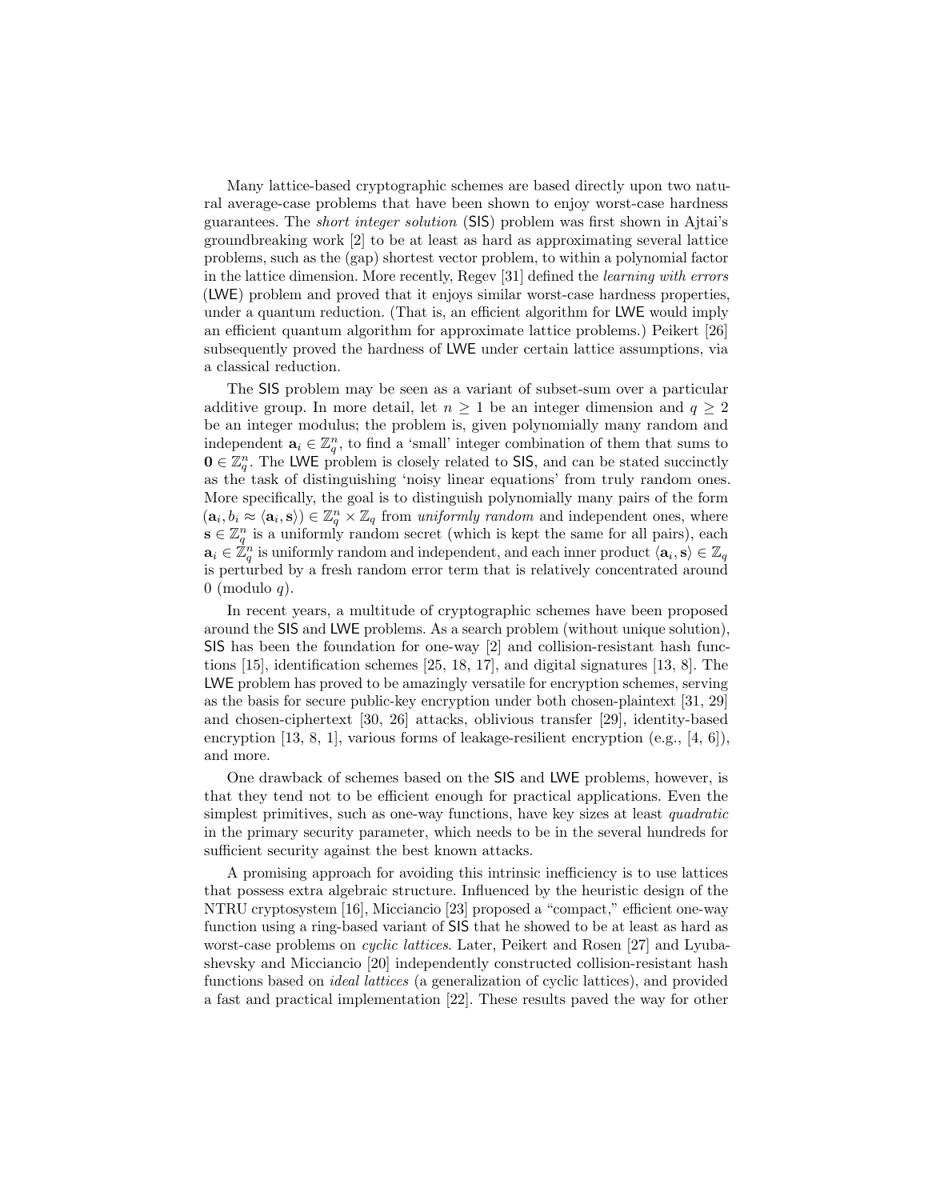Many lattice-based cryptographic schemes are based directly upon two natural average-case problems that have been shown to enjoy worst-case hardness guarantees. The *short integer solution* (SIS) problem was first shown in Ajtai's groundbreaking work [2] to be at least as hard as approximating several lattice problems, such as the (gap) shortest vector problem, to within a polynomial factor in the lattice dimension. More recently, Regev [31] defined the *learning with errors* (LWE) problem and proved that it enjoys similar worst-case hardness properties, under a quantum reduction. (That is, an efficient algorithm for LWE would imply an efficient quantum algorithm for approximate lattice problems.) Peikert [26] subsequently proved the hardness of LWE under certain lattice assumptions, via a classical reduction.

The SIS problem may be seen as a variant of subset-sum over a particular additive group. In more detail, let $n \geq 1$ be an integer dimension and $q \geq 2$ be an integer modulus; the problem is, given polynomially many random and independent $\mathbf{a}_i \in \mathbb{Z}_q^n$, to find a 'small' integer combination of them that sums to $\mathbf{0} \in \mathbb{Z}_q^n$. The LWE problem is closely related to SIS, and can be stated succinctly as the task of distinguishing 'noisy linear equations' from truly random ones. More specifically, the goal is to distinguish polynomially many pairs of the form $(\mathbf{a}_i, b_i \approx \langle \mathbf{a}_i, \mathbf{s} \rangle) \in \mathbb{Z}_q^n \times \mathbb{Z}_q$ from *uniformly random* and independent ones, where $\mathbf{s} \in \mathbb{Z}_q^n$ is a uniformly random secret (which is kept the same for all pairs), each $\mathbf{a}_i \in \mathbb{Z}_q^n$ is uniformly random and independent, and each inner product $\langle \mathbf{a}_i, \mathbf{s} \rangle \in \mathbb{Z}_q$ is perturbed by a fresh random error term that is relatively concentrated around 0 (modulo $q$).

In recent years, a multitude of cryptographic schemes have been proposed around the SIS and LWE problems. As a search problem (without unique solution), SIS has been the foundation for one-way [2] and collision-resistant hash functions [15], identification schemes [25, 18, 17], and digital signatures [13, 8]. The LWE problem has proved to be amazingly versatile for encryption schemes, serving as the basis for secure public-key encryption under both chosen-plaintext [31, 29] and chosen-ciphertext [30, 26] attacks, oblivious transfer [29], identity-based encryption [13, 8, 1], various forms of leakage-resilient encryption (e.g., [4, 6]), and more.

One drawback of schemes based on the SIS and LWE problems, however, is that they tend not to be efficient enough for practical applications. Even the simplest primitives, such as one-way functions, have key sizes at least *quadratic* in the primary security parameter, which needs to be in the several hundreds for sufficient security against the best known attacks.

A promising approach for avoiding this intrinsic inefficiency is to use lattices that possess extra algebraic structure. Influenced by the heuristic design of the NTRU cryptosystem [16], Micciancio [23] proposed a "compact," efficient one-way function using a ring-based variant of SIS that he showed to be at least as hard as worst-case problems on *cyclic lattices*. Later, Peikert and Rosen [27] and Lyubashevsky and Micciancio [20] independently constructed collision-resistant hash functions based on *ideal lattices* (a generalization of cyclic lattices), and provided a fast and practical implementation [22]. These results paved the way for other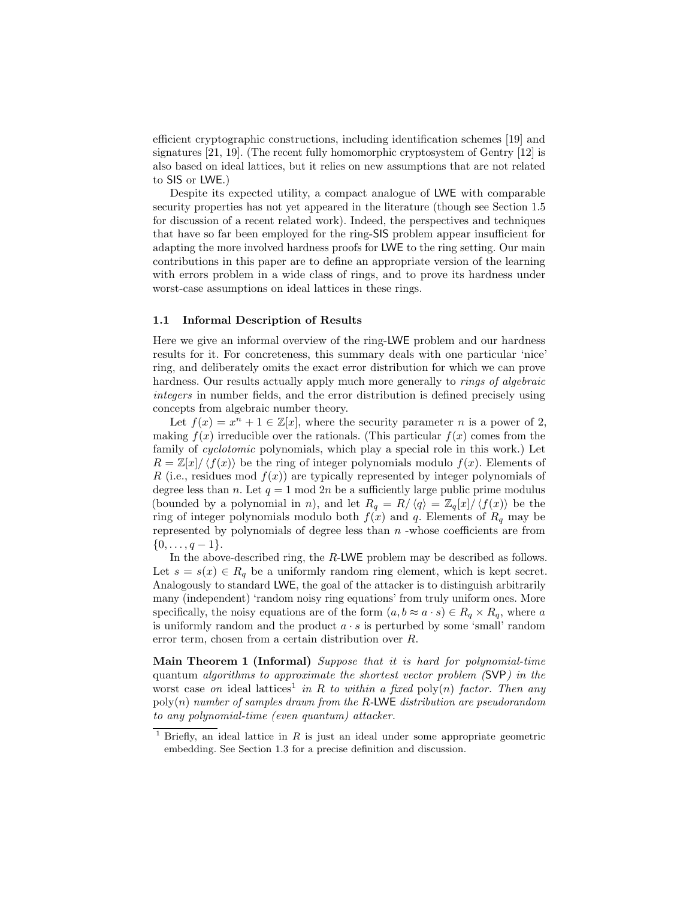efficient cryptographic constructions, including identification schemes [19] and signatures [21, 19]. (The recent fully homomorphic cryptosystem of Gentry [12] is also based on ideal lattices, but it relies on new assumptions that are not related to SIS or LWE.)

Despite its expected utility, a compact analogue of LWE with comparable security properties has not yet appeared in the literature (though see Section 1.5 for discussion of a recent related work). Indeed, the perspectives and techniques that have so far been employed for the ring-SIS problem appear insufficient for adapting the more involved hardness proofs for LWE to the ring setting. Our main contributions in this paper are to define an appropriate version of the learning with errors problem in a wide class of rings, and to prove its hardness under worst-case assumptions on ideal lattices in these rings.

### 1.1 Informal Description of Results

Here we give an informal overview of the ring-LWE problem and our hardness results for it. For concreteness, this summary deals with one particular 'nice' ring, and deliberately omits the exact error distribution for which we can prove hardness. Our results actually apply much more generally to *rings of algebraic integers* in number fields, and the error distribution is defined precisely using concepts from algebraic number theory.

Let $f(x) = x^n + 1 \in \mathbb{Z}[x]$, where the security parameter $n$ is a power of 2, making $f(x)$ irreducible over the rationals. (This particular $f(x)$ comes from the family of *cyclotomic* polynomials, which play a special role in this work.) Let $R = \mathbb{Z}[x]/\langle f(x)\rangle$ be the ring of integer polynomials modulo $f(x)$. Elements of $R$ (i.e., residues mod $f(x)$) are typically represented by integer polynomials of degree less than $n$. Let $q = 1 \bmod 2n$ be a sufficiently large public prime modulus (bounded by a polynomial in $n$), and let $R_q = R/\langle q\rangle = \mathbb{Z}_q[x]/\langle f(x)\rangle$ be the ring of integer polynomials modulo both $f(x)$ and $q$. Elements of $R_q$ may be represented by polynomials of degree less than $n$ -whose coefficients are from $\{0, \ldots, q-1\}$.

In the above-described ring, the $R$-LWE problem may be described as follows. Let $s = s(x) \in R_q$ be a uniformly random ring element, which is kept secret. Analogously to standard LWE, the goal of the attacker is to distinguish arbitrarily many (independent) 'random noisy ring equations' from truly uniform ones. More specifically, the noisy equations are of the form $(a, b \approx a \cdot s) \in R_q \times R_q$, where $a$ is uniformly random and the product $a \cdot s$ is perturbed by some 'small' random error term, chosen from a certain distribution over $R$.

**Main Theorem 1 (Informal)** *Suppose that it is hard for polynomial-time* quantum *algorithms to approximate the shortest vector problem (*SVP*) in the* worst case *on* ideal lattices[1] *in $R$ to within a fixed* $\mathrm{poly}(n)$ *factor. Then any* $\mathrm{poly}(n)$ *number of samples drawn from the $R$-*LWE *distribution are pseudorandom to any polynomial-time (even quantum) attacker.*

[1] Briefly, an ideal lattice in $R$ is just an ideal under some appropriate geometric embedding. See Section 1.3 for a precise definition and discussion.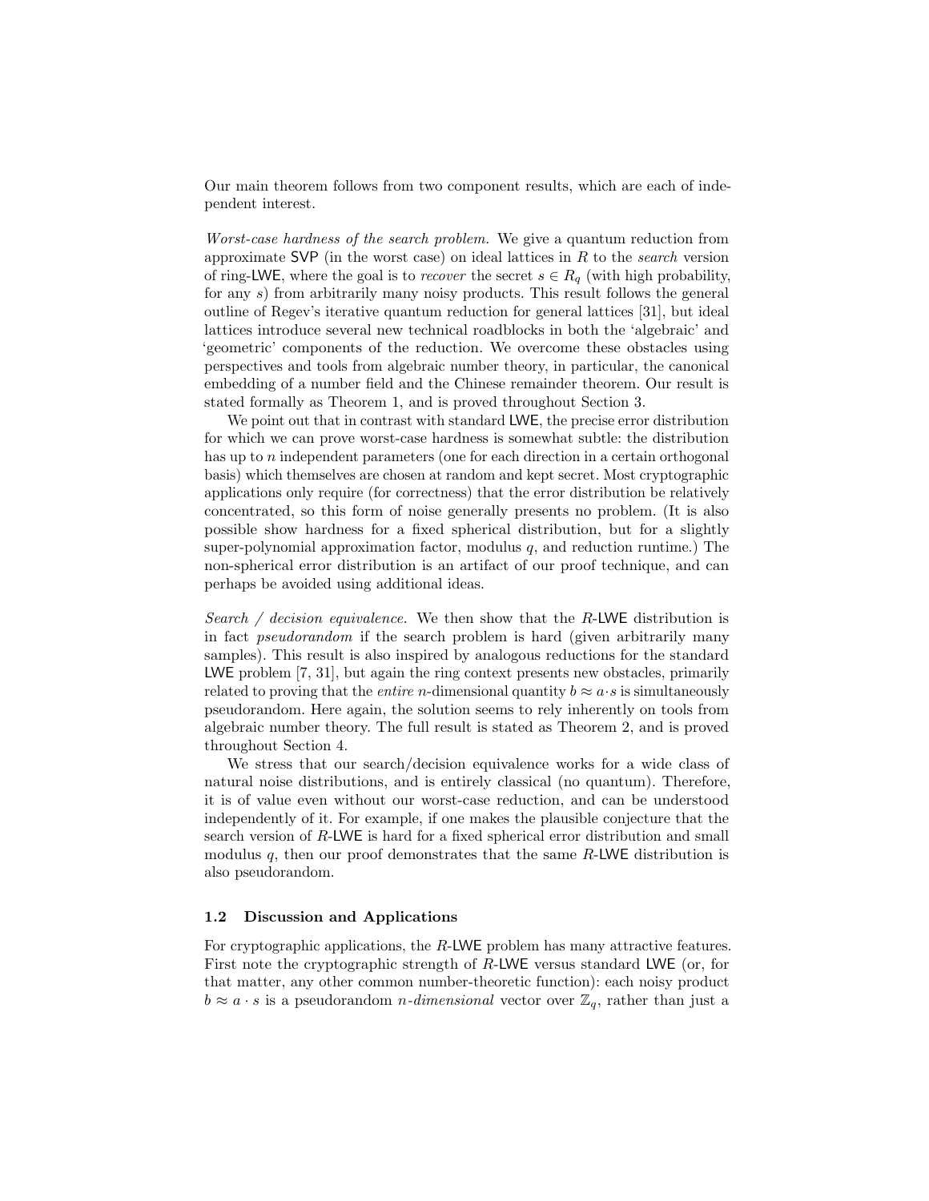Our main theorem follows from two component results, which are each of independent interest.

*Worst-case hardness of the search problem.* We give a quantum reduction from approximate SVP (in the worst case) on ideal lattices in $R$ to the *search* version of ring-LWE, where the goal is to *recover* the secret $s \in R_q$ (with high probability, for any $s$) from arbitrarily many noisy products. This result follows the general outline of Regev's iterative quantum reduction for general lattices [31], but ideal lattices introduce several new technical roadblocks in both the 'algebraic' and 'geometric' components of the reduction. We overcome these obstacles using perspectives and tools from algebraic number theory, in particular, the canonical embedding of a number field and the Chinese remainder theorem. Our result is stated formally as Theorem 1, and is proved throughout Section 3.

We point out that in contrast with standard LWE, the precise error distribution for which we can prove worst-case hardness is somewhat subtle: the distribution has up to $n$ independent parameters (one for each direction in a certain orthogonal basis) which themselves are chosen at random and kept secret. Most cryptographic applications only require (for correctness) that the error distribution be relatively concentrated, so this form of noise generally presents no problem. (It is also possible show hardness for a fixed spherical distribution, but for a slightly super-polynomial approximation factor, modulus $q$, and reduction runtime.) The non-spherical error distribution is an artifact of our proof technique, and can perhaps be avoided using additional ideas.

*Search / decision equivalence.* We then show that the $R$-LWE distribution is in fact *pseudorandom* if the search problem is hard (given arbitrarily many samples). This result is also inspired by analogous reductions for the standard LWE problem [7, 31], but again the ring context presents new obstacles, primarily related to proving that the *entire* $n$-dimensional quantity $b \approx a \cdot s$ is simultaneously pseudorandom. Here again, the solution seems to rely inherently on tools from algebraic number theory. The full result is stated as Theorem 2, and is proved throughout Section 4.

We stress that our search/decision equivalence works for a wide class of natural noise distributions, and is entirely classical (no quantum). Therefore, it is of value even without our worst-case reduction, and can be understood independently of it. For example, if one makes the plausible conjecture that the search version of $R$-LWE is hard for a fixed spherical error distribution and small modulus $q$, then our proof demonstrates that the same $R$-LWE distribution is also pseudorandom.

### 1.2 Discussion and Applications

For cryptographic applications, the $R$-LWE problem has many attractive features. First note the cryptographic strength of $R$-LWE versus standard LWE (or, for that matter, any other common number-theoretic function): each noisy product $b \approx a \cdot s$ is a pseudorandom $n$*-dimensional* vector over $\mathbb{Z}_q$, rather than just a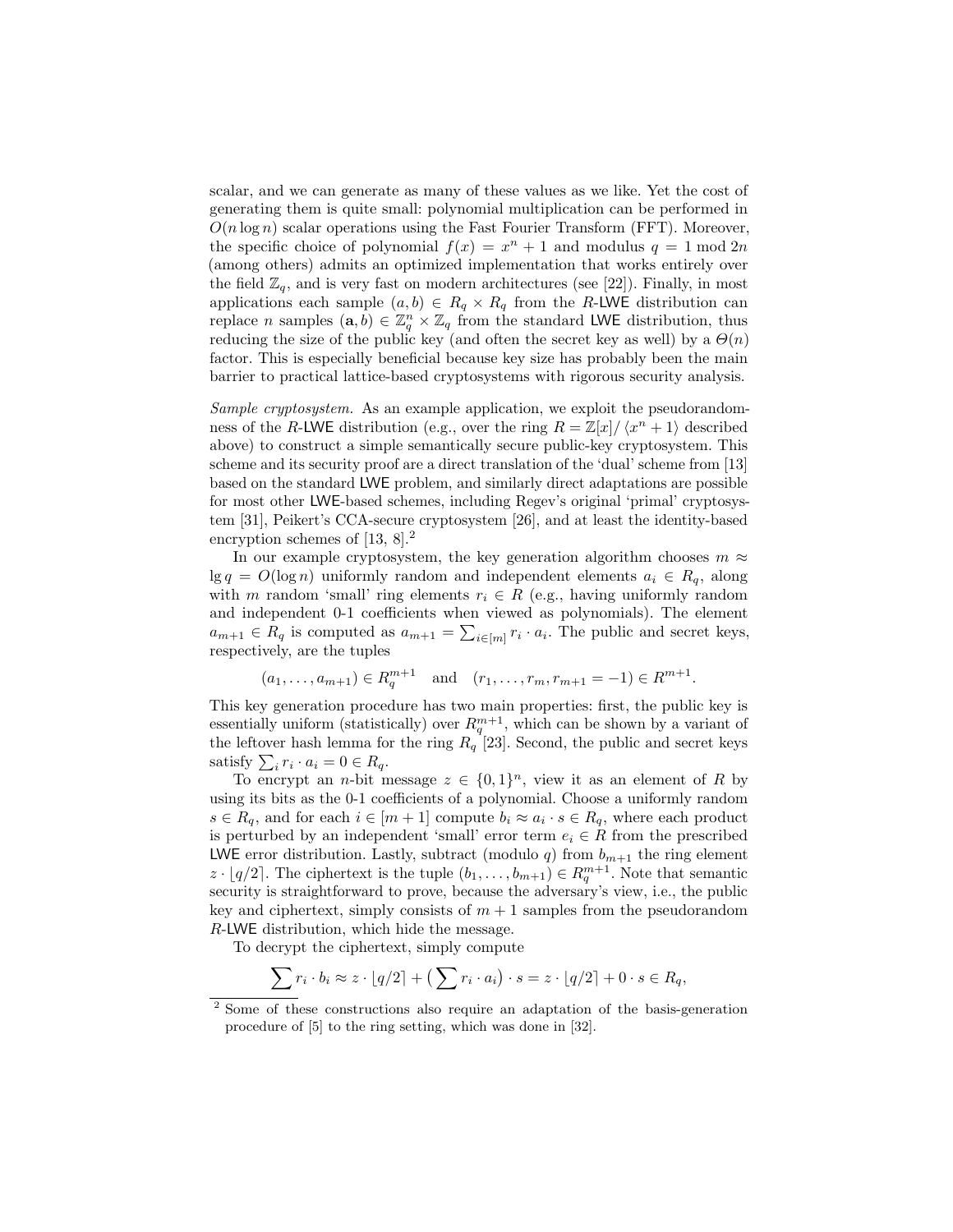scalar, and we can generate as many of these values as we like. Yet the cost of generating them is quite small: polynomial multiplication can be performed in $O(n \log n)$ scalar operations using the Fast Fourier Transform (FFT). Moreover, the specific choice of polynomial $f(x) = x^n + 1$ and modulus $q = 1 \bmod 2n$ (among others) admits an optimized implementation that works entirely over the field $\mathbb{Z}_q$, and is very fast on modern architectures (see [22]). Finally, in most applications each sample $(a, b) \in R_q \times R_q$ from the $R$-LWE distribution can replace $n$ samples $(\mathbf{a}, b) \in \mathbb{Z}_q^n \times \mathbb{Z}_q$ from the standard LWE distribution, thus reducing the size of the public key (and often the secret key as well) by a $\Theta(n)$ factor. This is especially beneficial because key size has probably been the main barrier to practical lattice-based cryptosystems with rigorous security analysis.

*Sample cryptosystem.* As an example application, we exploit the pseudorandomness of the $R$-LWE distribution (e.g., over the ring $R = \mathbb{Z}[x]/\langle x^n + 1\rangle$ described above) to construct a simple semantically secure public-key cryptosystem. This scheme and its security proof are a direct translation of the 'dual' scheme from [13] based on the standard LWE problem, and similarly direct adaptations are possible for most other LWE-based schemes, including Regev's original 'primal' cryptosystem [31], Peikert's CCA-secure cryptosystem [26], and at least the identity-based encryption schemes of [13, 8].[2]

In our example cryptosystem, the key generation algorithm chooses $m \approx \lg q = O(\log n)$ uniformly random and independent elements $a_i \in R_q$, along with $m$ random 'small' ring elements $r_i \in R$ (e.g., having uniformly random and independent 0-1 coefficients when viewed as polynomials). The element $a_{m+1} \in R_q$ is computed as $a_{m+1} = \sum_{i \in [m]} r_i \cdot a_i$. The public and secret keys, respectively, are the tuples

$$(a_1, \ldots, a_{m+1}) \in R_q^{m+1} \quad \text{and} \quad (r_1, \ldots, r_m, r_{m+1} = -1) \in R^{m+1}.$$

This key generation procedure has two main properties: first, the public key is essentially uniform (statistically) over $R_q^{m+1}$, which can be shown by a variant of the leftover hash lemma for the ring $R_q$ [23]. Second, the public and secret keys satisfy $\sum_i r_i \cdot a_i = 0 \in R_q$.

To encrypt an $n$-bit message $z \in \{0,1\}^n$, view it as an element of $R$ by using its bits as the 0-1 coefficients of a polynomial. Choose a uniformly random $s \in R_q$, and for each $i \in [m+1]$ compute $b_i \approx a_i \cdot s \in R_q$, where each product is perturbed by an independent 'small' error term $e_i \in R$ from the prescribed LWE error distribution. Lastly, subtract (modulo $q$) from $b_{m+1}$ the ring element $z \cdot \lfloor q/2 \rceil$. The ciphertext is the tuple $(b_1, \ldots, b_{m+1}) \in R_q^{m+1}$. Note that semantic security is straightforward to prove, because the adversary's view, i.e., the public key and ciphertext, simply consists of $m+1$ samples from the pseudorandom $R$-LWE distribution, which hide the message.

To decrypt the ciphertext, simply compute

$$\sum r_i \cdot b_i \approx z \cdot \lfloor q/2 \rceil + \left( \sum r_i \cdot a_i \right) \cdot s = z \cdot \lfloor q/2 \rceil + 0 \cdot s \in R_q,$$

[2] Some of these constructions also require an adaptation of the basis-generation procedure of [5] to the ring setting, which was done in [32].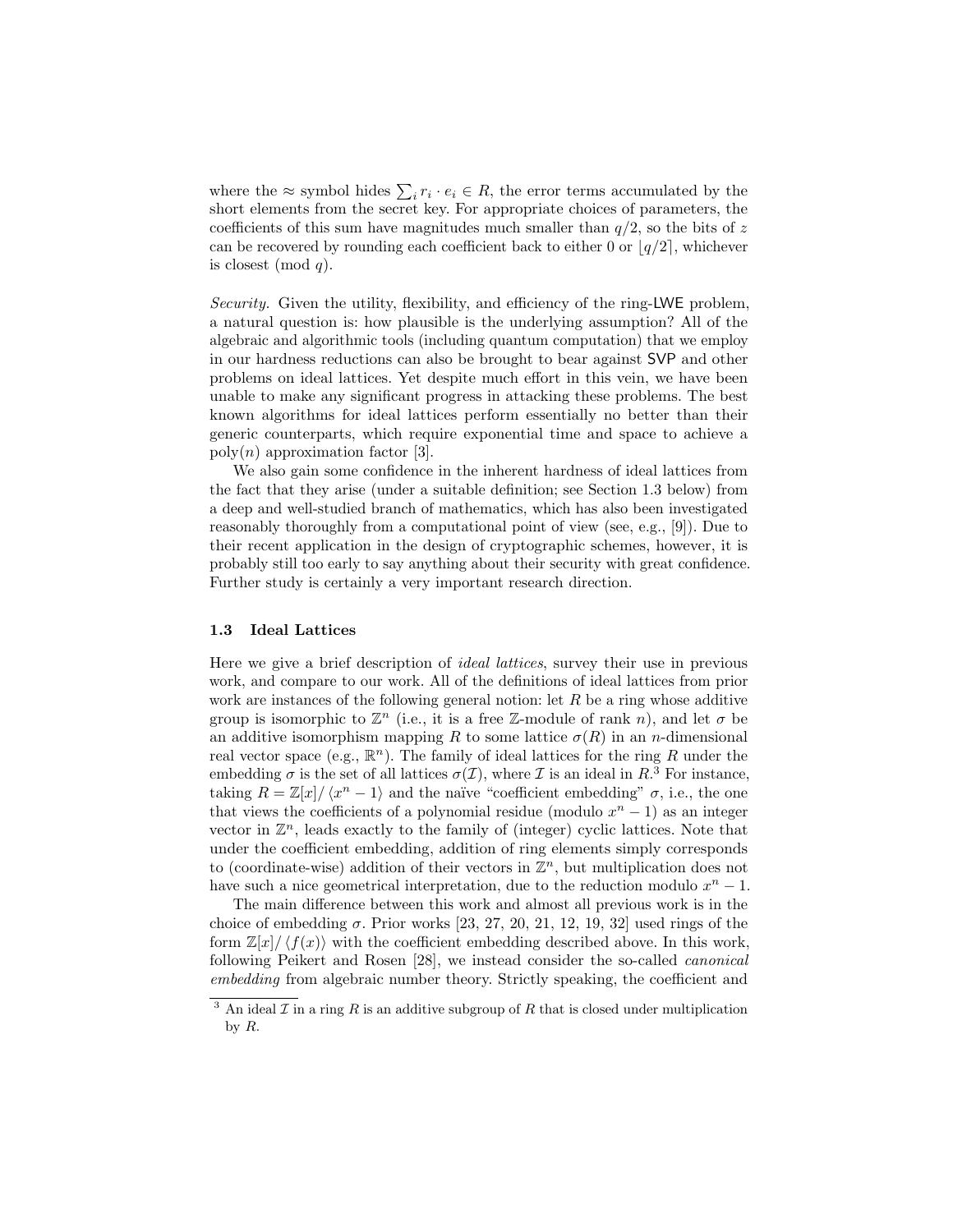where the $\approx$ symbol hides $\sum_i r_i \cdot e_i \in R$, the error terms accumulated by the short elements from the secret key. For appropriate choices of parameters, the coefficients of this sum have magnitudes much smaller than $q/2$, so the bits of $z$ can be recovered by rounding each coefficient back to either 0 or $\lfloor q/2 \rceil$, whichever is closest (mod $q$).

*Security.* Given the utility, flexibility, and efficiency of the ring-LWE problem, a natural question is: how plausible is the underlying assumption? All of the algebraic and algorithmic tools (including quantum computation) that we employ in our hardness reductions can also be brought to bear against SVP and other problems on ideal lattices. Yet despite much effort in this vein, we have been unable to make any significant progress in attacking these problems. The best known algorithms for ideal lattices perform essentially no better than their generic counterparts, which require exponential time and space to achieve a poly($n$) approximation factor [3].

We also gain some confidence in the inherent hardness of ideal lattices from the fact that they arise (under a suitable definition; see Section 1.3 below) from a deep and well-studied branch of mathematics, which has also been investigated reasonably thoroughly from a computational point of view (see, e.g., [9]). Due to their recent application in the design of cryptographic schemes, however, it is probably still too early to say anything about their security with great confidence. Further study is certainly a very important research direction.

### 1.3 Ideal Lattices

Here we give a brief description of *ideal lattices*, survey their use in previous work, and compare to our work. All of the definitions of ideal lattices from prior work are instances of the following general notion: let $R$ be a ring whose additive group is isomorphic to $\mathbb{Z}^n$ (i.e., it is a free $\mathbb{Z}$-module of rank $n$), and let $\sigma$ be an additive isomorphism mapping $R$ to some lattice $\sigma(R)$ in an $n$-dimensional real vector space (e.g., $\mathbb{R}^n$). The family of ideal lattices for the ring $R$ under the embedding $\sigma$ is the set of all lattices $\sigma(\mathcal{I})$, where $\mathcal{I}$ is an ideal in $R$.[3] For instance, taking $R = \mathbb{Z}[x]/\langle x^n - 1\rangle$ and the naïve "coefficient embedding" $\sigma$, i.e., the one that views the coefficients of a polynomial residue (modulo $x^n - 1$) as an integer vector in $\mathbb{Z}^n$, leads exactly to the family of (integer) cyclic lattices. Note that under the coefficient embedding, addition of ring elements simply corresponds to (coordinate-wise) addition of their vectors in $\mathbb{Z}^n$, but multiplication does not have such a nice geometrical interpretation, due to the reduction modulo $x^n - 1$.

The main difference between this work and almost all previous work is in the choice of embedding $\sigma$. Prior works [23, 27, 20, 21, 12, 19, 32] used rings of the form $\mathbb{Z}[x]/\langle f(x)\rangle$ with the coefficient embedding described above. In this work, following Peikert and Rosen [28], we instead consider the so-called *canonical embedding* from algebraic number theory. Strictly speaking, the coefficient and

[3] An ideal $\mathcal{I}$ in a ring $R$ is an additive subgroup of $R$ that is closed under multiplication by $R$.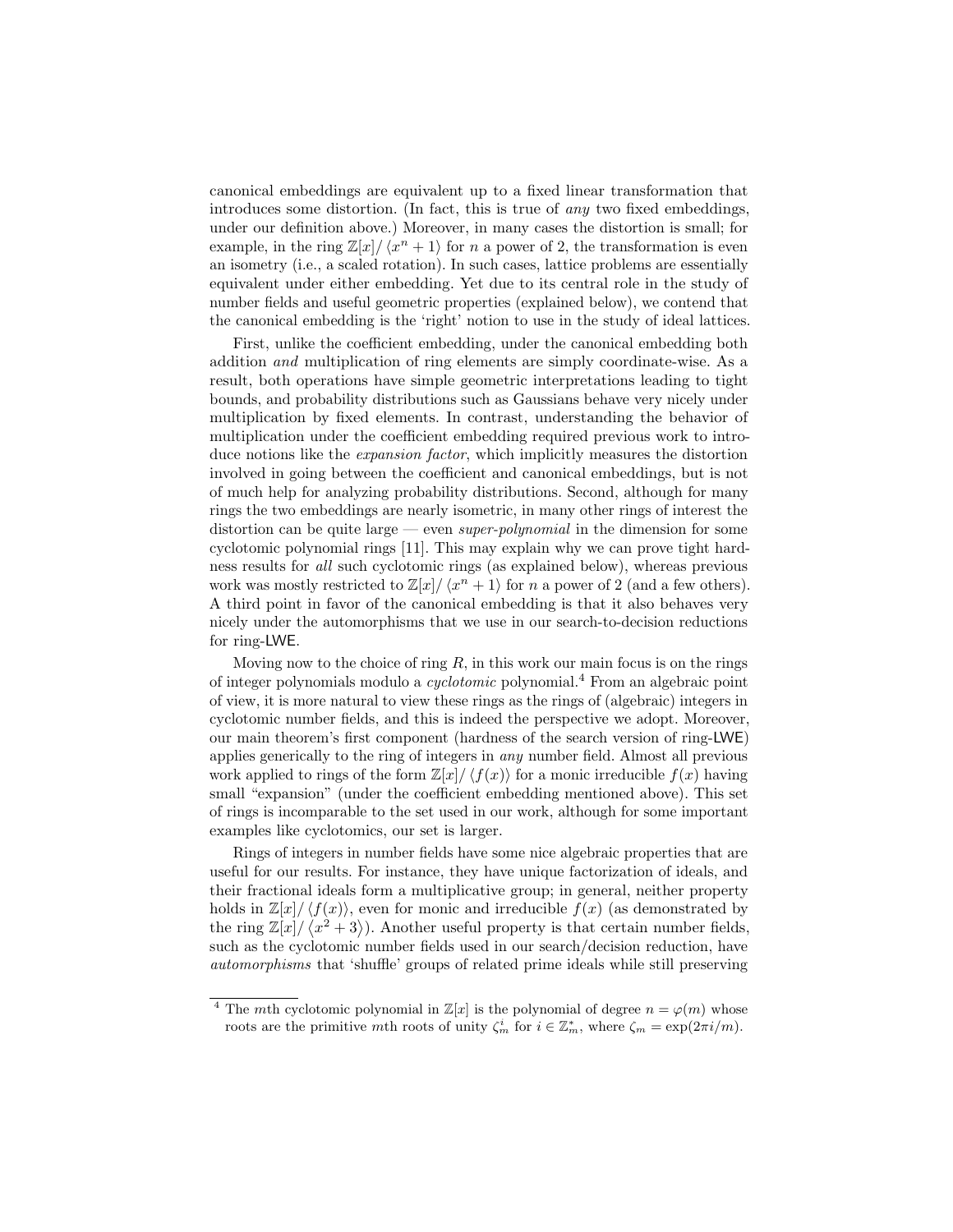canonical embeddings are equivalent up to a fixed linear transformation that introduces some distortion. (In fact, this is true of *any* two fixed embeddings, under our definition above.) Moreover, in many cases the distortion is small; for example, in the ring $\mathbb{Z}[x]/\langle x^n+1\rangle$ for $n$ a power of 2, the transformation is even an isometry (i.e., a scaled rotation). In such cases, lattice problems are essentially equivalent under either embedding. Yet due to its central role in the study of number fields and useful geometric properties (explained below), we contend that the canonical embedding is the 'right' notion to use in the study of ideal lattices.

First, unlike the coefficient embedding, under the canonical embedding both addition *and* multiplication of ring elements are simply coordinate-wise. As a result, both operations have simple geometric interpretations leading to tight bounds, and probability distributions such as Gaussians behave very nicely under multiplication by fixed elements. In contrast, understanding the behavior of multiplication under the coefficient embedding required previous work to introduce notions like the *expansion factor*, which implicitly measures the distortion involved in going between the coefficient and canonical embeddings, but is not of much help for analyzing probability distributions. Second, although for many rings the two embeddings are nearly isometric, in many other rings of interest the distortion can be quite large — even *super-polynomial* in the dimension for some cyclotomic polynomial rings [11]. This may explain why we can prove tight hardness results for *all* such cyclotomic rings (as explained below), whereas previous work was mostly restricted to $\mathbb{Z}[x]/\langle x^n+1\rangle$ for $n$ a power of 2 (and a few others). A third point in favor of the canonical embedding is that it also behaves very nicely under the automorphisms that we use in our search-to-decision reductions for ring-LWE.

Moving now to the choice of ring $R$, in this work our main focus is on the rings of integer polynomials modulo a *cyclotomic* polynomial.[4] From an algebraic point of view, it is more natural to view these rings as the rings of (algebraic) integers in cyclotomic number fields, and this is indeed the perspective we adopt. Moreover, our main theorem's first component (hardness of the search version of ring-LWE) applies generically to the ring of integers in *any* number field. Almost all previous work applied to rings of the form $\mathbb{Z}[x]/\langle f(x)\rangle$ for a monic irreducible $f(x)$ having small "expansion" (under the coefficient embedding mentioned above). This set of rings is incomparable to the set used in our work, although for some important examples like cyclotomics, our set is larger.

Rings of integers in number fields have some nice algebraic properties that are useful for our results. For instance, they have unique factorization of ideals, and their fractional ideals form a multiplicative group; in general, neither property holds in $\mathbb{Z}[x]/\langle f(x)\rangle$, even for monic and irreducible $f(x)$ (as demonstrated by the ring $\mathbb{Z}[x]/\langle x^2+3\rangle$). Another useful property is that certain number fields, such as the cyclotomic number fields used in our search/decision reduction, have *automorphisms* that 'shuffle' groups of related prime ideals while still preserving

[4] The $m$th cyclotomic polynomial in $\mathbb{Z}[x]$ is the polynomial of degree $n=\varphi(m)$ whose roots are the primitive $m$th roots of unity $\zeta_m^i$ for $i\in\mathbb{Z}_m^*$, where $\zeta_m=\exp(2\pi i/m)$.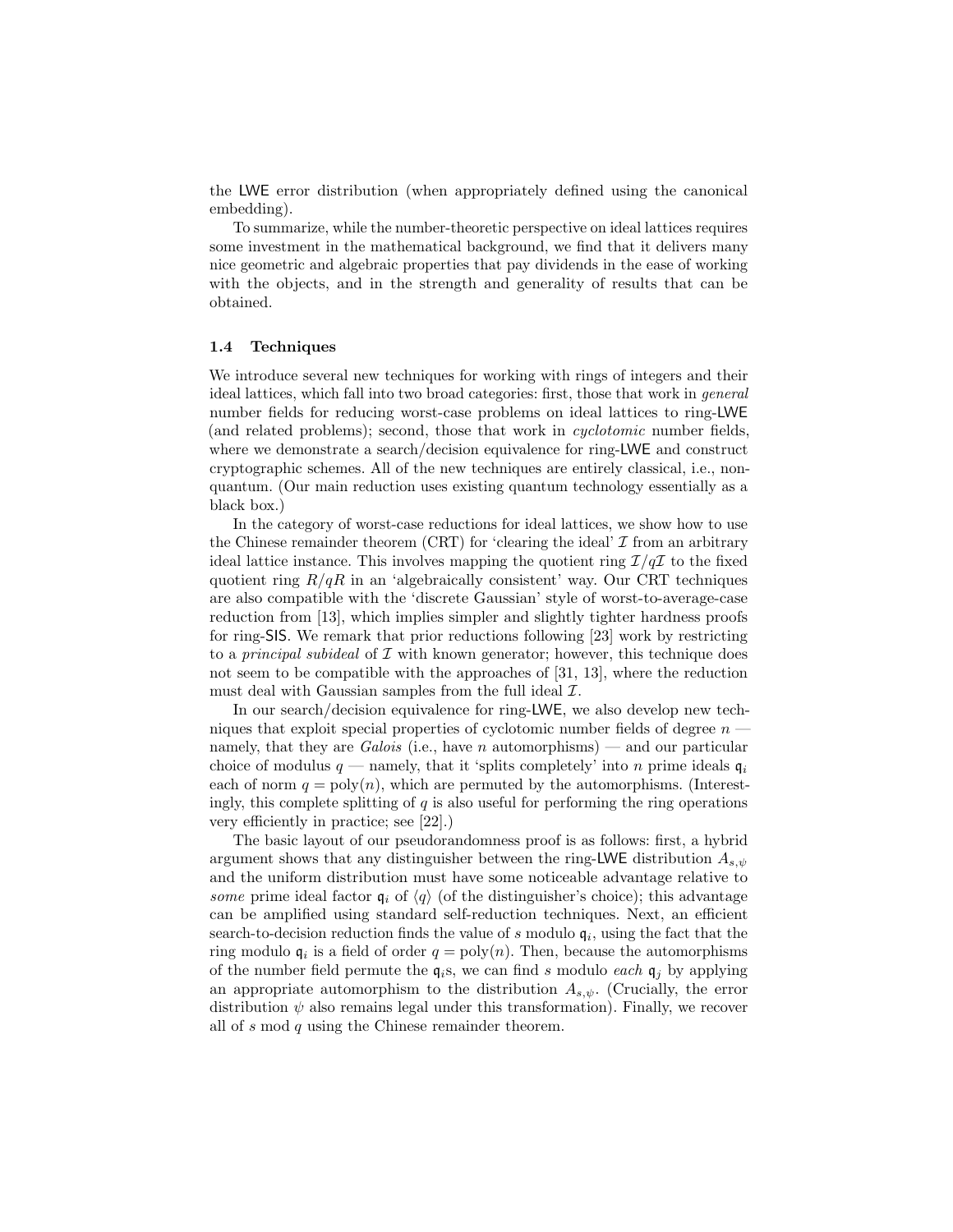the LWE error distribution (when appropriately defined using the canonical embedding).

To summarize, while the number-theoretic perspective on ideal lattices requires some investment in the mathematical background, we find that it delivers many nice geometric and algebraic properties that pay dividends in the ease of working with the objects, and in the strength and generality of results that can be obtained.

### 1.4 Techniques

We introduce several new techniques for working with rings of integers and their ideal lattices, which fall into two broad categories: first, those that work in *general* number fields for reducing worst-case problems on ideal lattices to ring-LWE (and related problems); second, those that work in *cyclotomic* number fields, where we demonstrate a search/decision equivalence for ring-LWE and construct cryptographic schemes. All of the new techniques are entirely classical, i.e., non-quantum. (Our main reduction uses existing quantum technology essentially as a black box.)

In the category of worst-case reductions for ideal lattices, we show how to use the Chinese remainder theorem (CRT) for 'clearing the ideal' $\mathcal{I}$ from an arbitrary ideal lattice instance. This involves mapping the quotient ring $\mathcal{I}/q\mathcal{I}$ to the fixed quotient ring $R/qR$ in an 'algebraically consistent' way. Our CRT techniques are also compatible with the 'discrete Gaussian' style of worst-to-average-case reduction from [13], which implies simpler and slightly tighter hardness proofs for ring-SIS. We remark that prior reductions following [23] work by restricting to a *principal subideal* of $\mathcal{I}$ with known generator; however, this technique does not seem to be compatible with the approaches of [31, 13], where the reduction must deal with Gaussian samples from the full ideal $\mathcal{I}$.

In our search/decision equivalence for ring-LWE, we also develop new techniques that exploit special properties of cyclotomic number fields of degree $n$ — namely, that they are *Galois* (i.e., have $n$ automorphisms) — and our particular choice of modulus $q$ — namely, that it 'splits completely' into $n$ prime ideals $\mathfrak{q}_i$ each of norm $q = \text{poly}(n)$, which are permuted by the automorphisms. (Interestingly, this complete splitting of $q$ is also useful for performing the ring operations very efficiently in practice; see [22].)

The basic layout of our pseudorandomness proof is as follows: first, a hybrid argument shows that any distinguisher between the ring-LWE distribution $A_{s,\psi}$ and the uniform distribution must have some noticeable advantage relative to *some* prime ideal factor $\mathfrak{q}_i$ of $\langle q \rangle$ (of the distinguisher's choice); this advantage can be amplified using standard self-reduction techniques. Next, an efficient search-to-decision reduction finds the value of $s$ modulo $\mathfrak{q}_i$, using the fact that the ring modulo $\mathfrak{q}_i$ is a field of order $q = \text{poly}(n)$. Then, because the automorphisms of the number field permute the $\mathfrak{q}_i$s, we can find $s$ modulo *each* $\mathfrak{q}_j$ by applying an appropriate automorphism to the distribution $A_{s,\psi}$. (Crucially, the error distribution $\psi$ also remains legal under this transformation). Finally, we recover all of $s \bmod q$ using the Chinese remainder theorem.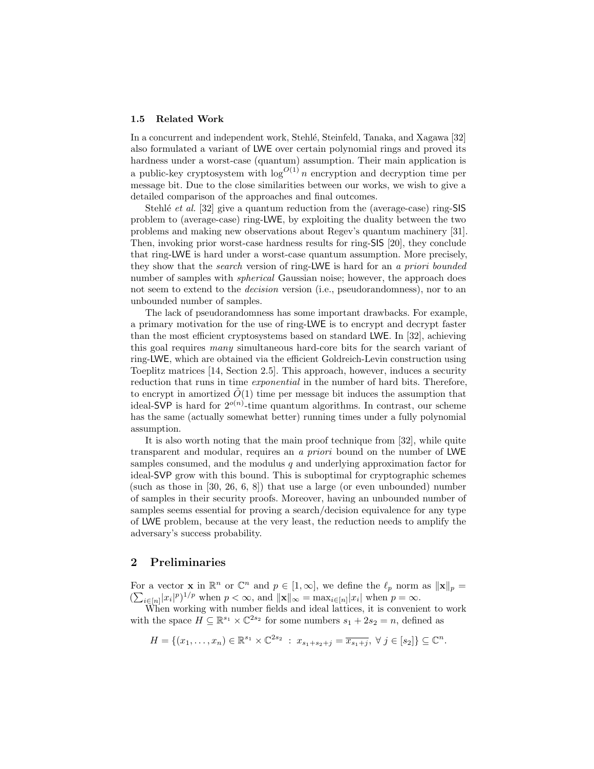### 1.5 Related Work

In a concurrent and independent work, Stehlé, Steinfeld, Tanaka, and Xagawa [32] also formulated a variant of LWE over certain polynomial rings and proved its hardness under a worst-case (quantum) assumption. Their main application is a public-key cryptosystem with $\log^{O(1)} n$ encryption and decryption time per message bit. Due to the close similarities between our works, we wish to give a detailed comparison of the approaches and final outcomes.

Stehlé *et al.* [32] give a quantum reduction from the (average-case) ring-SIS problem to (average-case) ring-LWE, by exploiting the duality between the two problems and making new observations about Regev's quantum machinery [31]. Then, invoking prior worst-case hardness results for ring-SIS [20], they conclude that ring-LWE is hard under a worst-case quantum assumption. More precisely, they show that the *search* version of ring-LWE is hard for an *a priori bounded* number of samples with *spherical* Gaussian noise; however, the approach does not seem to extend to the *decision* version (i.e., pseudorandomness), nor to an unbounded number of samples.

The lack of pseudorandomness has some important drawbacks. For example, a primary motivation for the use of ring-LWE is to encrypt and decrypt faster than the most efficient cryptosystems based on standard LWE. In [32], achieving this goal requires *many* simultaneous hard-core bits for the search variant of ring-LWE, which are obtained via the efficient Goldreich-Levin construction using Toeplitz matrices [14, Section 2.5]. This approach, however, induces a security reduction that runs in time *exponential* in the number of hard bits. Therefore, to encrypt in amortized $\tilde{O}(1)$ time per message bit induces the assumption that ideal-SVP is hard for $2^{o(n)}$-time quantum algorithms. In contrast, our scheme has the same (actually somewhat better) running times under a fully polynomial assumption.

It is also worth noting that the main proof technique from [32], while quite transparent and modular, requires an *a priori* bound on the number of LWE samples consumed, and the modulus $q$ and underlying approximation factor for ideal-SVP grow with this bound. This is suboptimal for cryptographic schemes (such as those in [30, 26, 6, 8]) that use a large (or even unbounded) number of samples in their security proofs. Moreover, having an unbounded number of samples seems essential for proving a search/decision equivalence for any type of LWE problem, because at the very least, the reduction needs to amplify the adversary's success probability.

## 2 Preliminaries

For a vector $\mathbf{x}$ in $\mathbb{R}^n$ or $\mathbb{C}^n$ and $p \in [1, \infty]$, we define the $\ell_p$ norm as $\|\mathbf{x}\|_p = (\sum_{i \in [n]} |x_i|^p)^{1/p}$ when $p < \infty$, and $\|\mathbf{x}\|_\infty = \max_{i \in [n]} |x_i|$ when $p = \infty$.

When working with number fields and ideal lattices, it is convenient to work with the space $H \subseteq \mathbb{R}^{s_1} \times \mathbb{C}^{2s_2}$ for some numbers $s_1 + 2s_2 = n$, defined as

$$H = \{(x_1, \ldots, x_n) \in \mathbb{R}^{s_1} \times \mathbb{C}^{2s_2} \ : \ x_{s_1+s_2+j} = \overline{x_{s_1+j}}, \ \forall\, j \in [s_2]\} \subseteq \mathbb{C}^n.$$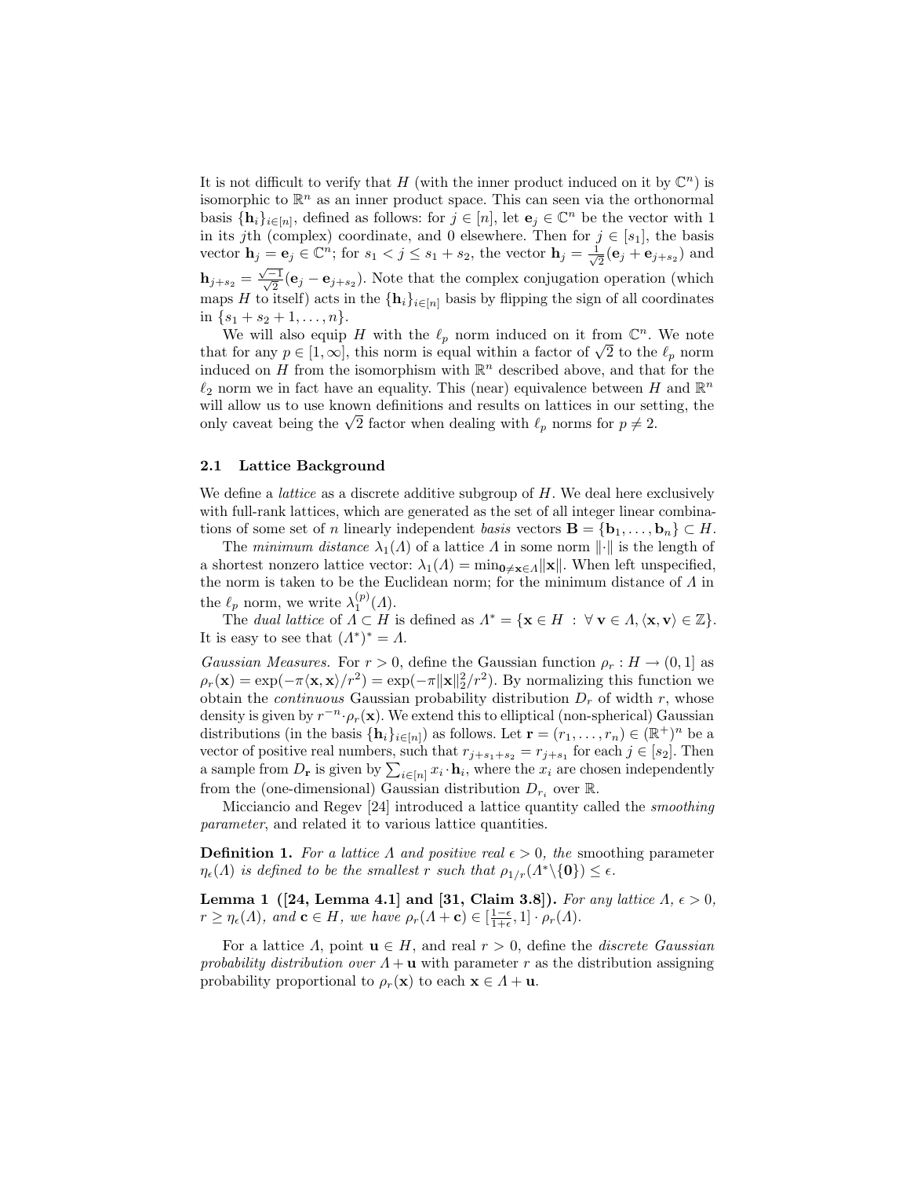It is not difficult to verify that $H$ (with the inner product induced on it by $\mathbb{C}^n$) is isomorphic to $\mathbb{R}^n$ as an inner product space. This can seen via the orthonormal basis $\{\mathbf{h}_i\}_{i\in[n]}$, defined as follows: for $j \in [n]$, let $\mathbf{e}_j \in \mathbb{C}^n$ be the vector with 1 in its $j$th (complex) coordinate, and 0 elsewhere. Then for $j \in [s_1]$, the basis vector $\mathbf{h}_j = \mathbf{e}_j \in \mathbb{C}^n$; for $s_1 < j \leq s_1 + s_2$, the vector $\mathbf{h}_j = \frac{1}{\sqrt{2}}(\mathbf{e}_j + \mathbf{e}_{j+s_2})$ and $\mathbf{h}_{j+s_2} = \frac{\sqrt{-1}}{\sqrt{2}}(\mathbf{e}_j - \mathbf{e}_{j+s_2})$. Note that the complex conjugation operation (which maps $H$ to itself) acts in the $\{\mathbf{h}_i\}_{i\in[n]}$ basis by flipping the sign of all coordinates in $\{s_1 + s_2 + 1, \ldots, n\}$.

We will also equip $H$ with the $\ell_p$ norm induced on it from $\mathbb{C}^n$. We note that for any $p \in [1, \infty]$, this norm is equal within a factor of $\sqrt{2}$ to the $\ell_p$ norm induced on $H$ from the isomorphism with $\mathbb{R}^n$ described above, and that for the $\ell_2$ norm we in fact have an equality. This (near) equivalence between $H$ and $\mathbb{R}^n$ will allow us to use known definitions and results on lattices in our setting, the only caveat being the $\sqrt{2}$ factor when dealing with $\ell_p$ norms for $p \neq 2$.

### 2.1 Lattice Background

We define a *lattice* as a discrete additive subgroup of $H$. We deal here exclusively with full-rank lattices, which are generated as the set of all integer linear combinations of some set of $n$ linearly independent *basis* vectors $\mathbf{B} = \{\mathbf{b}_1, \ldots, \mathbf{b}_n\} \subset H$.

The *minimum distance* $\lambda_1(\Lambda)$ of a lattice $\Lambda$ in some norm $\|\cdot\|$ is the length of a shortest nonzero lattice vector: $\lambda_1(\Lambda) = \min_{\mathbf{0}\neq\mathbf{x}\in\Lambda}\|\mathbf{x}\|$. When left unspecified, the norm is taken to be the Euclidean norm; for the minimum distance of $\Lambda$ in the $\ell_p$ norm, we write $\lambda_1^{(p)}(\Lambda)$.

The *dual lattice* of $\Lambda \subset H$ is defined as $\Lambda^* = \{\mathbf{x} \in H \ : \ \forall\, \mathbf{v} \in \Lambda, \langle \mathbf{x}, \mathbf{v}\rangle \in \mathbb{Z}\}$. It is easy to see that $(\Lambda^*)^* = \Lambda$.

*Gaussian Measures.* For $r > 0$, define the Gaussian function $\rho_r : H \to (0, 1]$ as $\rho_r(\mathbf{x}) = \exp(-\pi\langle \mathbf{x}, \mathbf{x}\rangle/r^2) = \exp(-\pi\|\mathbf{x}\|_2^2/r^2)$. By normalizing this function we obtain the *continuous* Gaussian probability distribution $D_r$ of width $r$, whose density is given by $r^{-n}\cdot\rho_r(\mathbf{x})$. We extend this to elliptical (non-spherical) Gaussian distributions (in the basis $\{\mathbf{h}_i\}_{i\in[n]}$) as follows. Let $\mathbf{r} = (r_1, \ldots, r_n) \in (\mathbb{R}^+)^n$ be a vector of positive real numbers, such that $r_{j+s_1+s_2} = r_{j+s_1}$ for each $j \in [s_2]$. Then a sample from $D_{\mathbf{r}}$ is given by $\sum_{i\in[n]} x_i \cdot \mathbf{h}_i$, where the $x_i$ are chosen independently from the (one-dimensional) Gaussian distribution $D_{r_i}$ over $\mathbb{R}$.

Micciancio and Regev [24] introduced a lattice quantity called the *smoothing parameter*, and related it to various lattice quantities.

**Definition 1.** *For a lattice $\Lambda$ and positive real $\epsilon > 0$, the* smoothing parameter *$\eta_\epsilon(\Lambda)$ is defined to be the smallest $r$ such that $\rho_{1/r}(\Lambda^*\backslash\{\mathbf{0}\}) \leq \epsilon$.*

**Lemma 1 ([24, Lemma 4.1] and [31, Claim 3.8]).** *For any lattice $\Lambda$, $\epsilon > 0$, $r \geq \eta_\epsilon(\Lambda)$, and $\mathbf{c} \in H$, we have $\rho_r(\Lambda + \mathbf{c}) \in [\frac{1-\epsilon}{1+\epsilon}, 1] \cdot \rho_r(\Lambda)$.*

For a lattice $\Lambda$, point $\mathbf{u} \in H$, and real $r > 0$, define the *discrete Gaussian probability distribution over $\Lambda + \mathbf{u}$* with parameter $r$ as the distribution assigning probability proportional to $\rho_r(\mathbf{x})$ to each $\mathbf{x} \in \Lambda + \mathbf{u}$.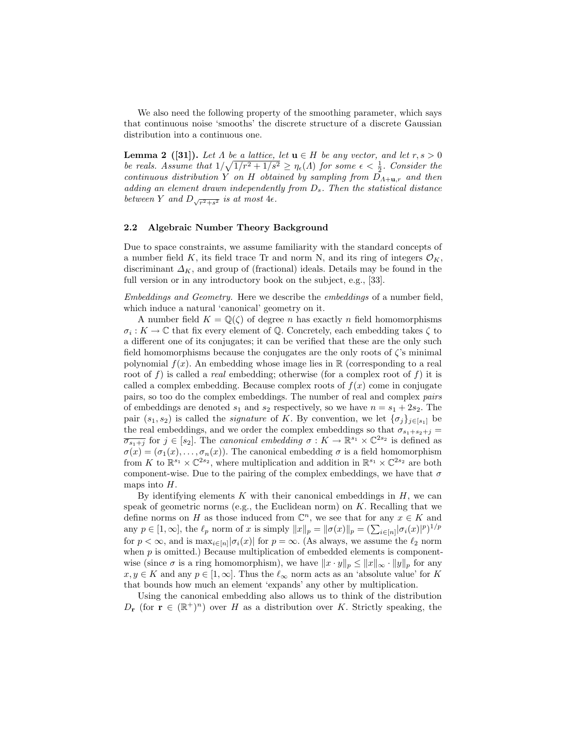We also need the following property of the smoothing parameter, which says that continuous noise 'smooths' the discrete structure of a discrete Gaussian distribution into a continuous one.

**Lemma 2 ([31]).** *Let $\Lambda$ be a lattice, let $\mathbf{u} \in H$ be any vector, and let $r, s > 0$ be reals. Assume that $1/\sqrt{1/r^2 + 1/s^2} \geq \eta_\epsilon(\Lambda)$ for some $\epsilon < \frac{1}{2}$. Consider the continuous distribution $Y$ on $H$ obtained by sampling from $D_{\Lambda+\mathbf{u},r}$ and then adding an element drawn independently from $D_s$. Then the statistical distance between $Y$ and $D_{\sqrt{r^2+s^2}}$ is at most $4\epsilon$.*

### 2.2 Algebraic Number Theory Background

Due to space constraints, we assume familiarity with the standard concepts of a number field $K$, its field trace Tr and norm N, and its ring of integers $\mathcal{O}_K$, discriminant $\Delta_K$, and group of (fractional) ideals. Details may be found in the full version or in any introductory book on the subject, e.g., [33].

*Embeddings and Geometry.* Here we describe the *embeddings* of a number field, which induce a natural 'canonical' geometry on it.

A number field $K = \mathbb{Q}(\zeta)$ of degree $n$ has exactly $n$ field homomorphisms $\sigma_i : K \to \mathbb{C}$ that fix every element of $\mathbb{Q}$. Concretely, each embedding takes $\zeta$ to a different one of its conjugates; it can be verified that these are the only such field homomorphisms because the conjugates are the only roots of $\zeta$'s minimal polynomial $f(x)$. An embedding whose image lies in $\mathbb{R}$ (corresponding to a real root of $f$) is called a *real* embedding; otherwise (for a complex root of $f$) it is called a complex embedding. Because complex roots of $f(x)$ come in conjugate pairs, so too do the complex embeddings. The number of real and complex *pairs* of embeddings are denoted $s_1$ and $s_2$ respectively, so we have $n = s_1 + 2s_2$. The pair $(s_1, s_2)$ is called the *signature* of $K$. By convention, we let $\{\sigma_j\}_{j\in[s_1]}$ be the real embeddings, and we order the complex embeddings so that $\sigma_{s_1+s_2+j} = \overline{\sigma_{s_1+j}}$ for $j \in [s_2]$. The *canonical embedding* $\sigma : K \to \mathbb{R}^{s_1} \times \mathbb{C}^{2s_2}$ is defined as $\sigma(x) = (\sigma_1(x), \ldots, \sigma_n(x))$. The canonical embedding $\sigma$ is a field homomorphism from $K$ to $\mathbb{R}^{s_1} \times \mathbb{C}^{2s_2}$, where multiplication and addition in $\mathbb{R}^{s_1} \times \mathbb{C}^{2s_2}$ are both component-wise. Due to the pairing of the complex embeddings, we have that $\sigma$ maps into $H$.

By identifying elements $K$ with their canonical embeddings in $H$, we can speak of geometric norms (e.g., the Euclidean norm) on $K$. Recalling that we define norms on $H$ as those induced from $\mathbb{C}^n$, we see that for any $x \in K$ and any $p \in [1, \infty]$, the $\ell_p$ norm of $x$ is simply $\|x\|_p = \|\sigma(x)\|_p = (\sum_{i\in[n]}|\sigma_i(x)|^p)^{1/p}$ for $p < \infty$, and is $\max_{i\in[n]}|\sigma_i(x)|$ for $p = \infty$. (As always, we assume the $\ell_2$ norm when $p$ is omitted.) Because multiplication of embedded elements is component-wise (since $\sigma$ is a ring homomorphism), we have $\|x \cdot y\|_p \leq \|x\|_\infty \cdot \|y\|_p$ for any $x, y \in K$ and any $p \in [1, \infty]$. Thus the $\ell_\infty$ norm acts as an 'absolute value' for $K$ that bounds how much an element 'expands' any other by multiplication.

Using the canonical embedding also allows us to think of the distribution $D_\mathbf{r}$ (for $\mathbf{r} \in (\mathbb{R}^+)^n$) over $H$ as a distribution over $K$. Strictly speaking, the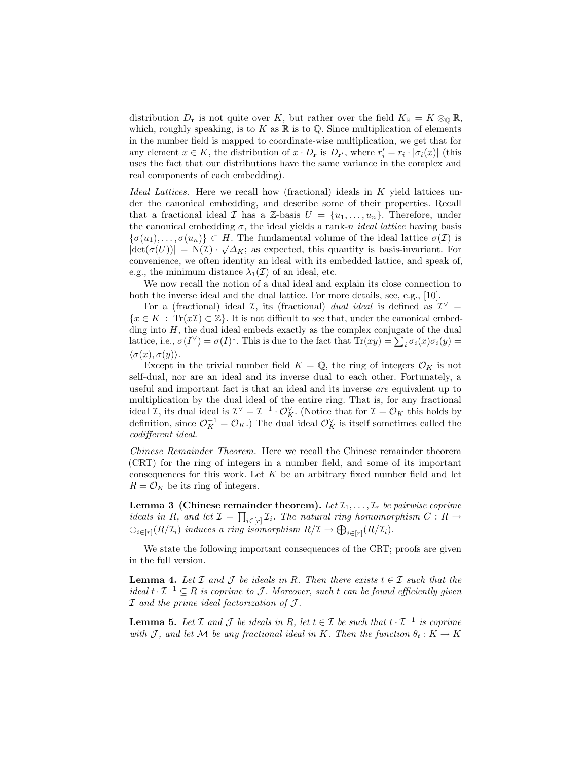distribution $D_{\mathbf{r}}$ is not quite over $K$, but rather over the field $K_{\mathbb{R}} = K \otimes_{\mathbb{Q}} \mathbb{R}$, which, roughly speaking, is to $K$ as $\mathbb{R}$ is to $\mathbb{Q}$. Since multiplication of elements in the number field is mapped to coordinate-wise multiplication, we get that for any element $x \in K$, the distribution of $x \cdot D_{\mathbf{r}}$ is $D_{\mathbf{r}'}$, where $r'_i = r_i \cdot |\sigma_i(x)|$ (this uses the fact that our distributions have the same variance in the complex and real components of each embedding).

*Ideal Lattices.* Here we recall how (fractional) ideals in $K$ yield lattices under the canonical embedding, and describe some of their properties. Recall that a fractional ideal $\mathcal{I}$ has a $\mathbb{Z}$-basis $U = \{u_1, \ldots, u_n\}$. Therefore, under the canonical embedding $\sigma$, the ideal yields a rank-$n$ *ideal lattice* having basis $\{\sigma(u_1), \ldots, \sigma(u_n)\} \subset H$. The fundamental volume of the ideal lattice $\sigma(\mathcal{I})$ is $|\det(\sigma(U))| = \mathrm{N}(\mathcal{I}) \cdot \sqrt{\Delta_K}$; as expected, this quantity is basis-invariant. For convenience, we often identity an ideal with its embedded lattice, and speak of, e.g., the minimum distance $\lambda_1(\mathcal{I})$ of an ideal, etc.

We now recall the notion of a dual ideal and explain its close connection to both the inverse ideal and the dual lattice. For more details, see, e.g., [10].

For a (fractional) ideal $\mathcal{I}$, its (fractional) *dual ideal* is defined as $\mathcal{I}^\vee = \{x \in K \ : \ \mathrm{Tr}(x\mathcal{I}) \subset \mathbb{Z}\}$. It is not difficult to see that, under the canonical embedding into $H$, the dual ideal embeds exactly as the complex conjugate of the dual lattice, i.e., $\sigma(I^\vee) = \overline{\sigma(I)^*}$. This is due to the fact that $\mathrm{Tr}(xy) = \sum_i \sigma_i(x)\sigma_i(y) = \langle \sigma(x), \overline{\sigma(y)} \rangle$.

Except in the trivial number field $K = \mathbb{Q}$, the ring of integers $\mathcal{O}_K$ is not self-dual, nor are an ideal and its inverse dual to each other. Fortunately, a useful and important fact is that an ideal and its inverse *are* equivalent up to multiplication by the dual ideal of the entire ring. That is, for any fractional ideal $\mathcal{I}$, its dual ideal is $\mathcal{I}^\vee = \mathcal{I}^{-1} \cdot \mathcal{O}_K^\vee$. (Notice that for $\mathcal{I} = \mathcal{O}_K$ this holds by definition, since $\mathcal{O}_K^{-1} = \mathcal{O}_K$.) The dual ideal $\mathcal{O}_K^\vee$ is itself sometimes called the *codifferent ideal*.

*Chinese Remainder Theorem.* Here we recall the Chinese remainder theorem (CRT) for the ring of integers in a number field, and some of its important consequences for this work. Let $K$ be an arbitrary fixed number field and let $R = \mathcal{O}_K$ be its ring of integers.

**Lemma 3 (Chinese remainder theorem).** *Let $\mathcal{I}_1, \ldots, \mathcal{I}_r$ be pairwise coprime ideals in $R$, and let $\mathcal{I} = \prod_{i \in [r]} \mathcal{I}_i$. The natural ring homomorphism $C : R \to \oplus_{i \in [r]}(R/\mathcal{I}_i)$ induces a ring isomorphism $R/\mathcal{I} \to \bigoplus_{i \in [r]}(R/\mathcal{I}_i)$.*

We state the following important consequences of the CRT; proofs are given in the full version.

**Lemma 4.** *Let $\mathcal{I}$ and $\mathcal{J}$ be ideals in $R$. Then there exists $t \in \mathcal{I}$ such that the ideal $t \cdot \mathcal{I}^{-1} \subseteq R$ is coprime to $\mathcal{J}$. Moreover, such $t$ can be found efficiently given $\mathcal{I}$ and the prime ideal factorization of $\mathcal{J}$.*

**Lemma 5.** *Let $\mathcal{I}$ and $\mathcal{J}$ be ideals in $R$, let $t \in \mathcal{I}$ be such that $t \cdot \mathcal{I}^{-1}$ is coprime with $\mathcal{J}$, and let $\mathcal{M}$ be any fractional ideal in $K$. Then the function $\theta_t : K \to K$*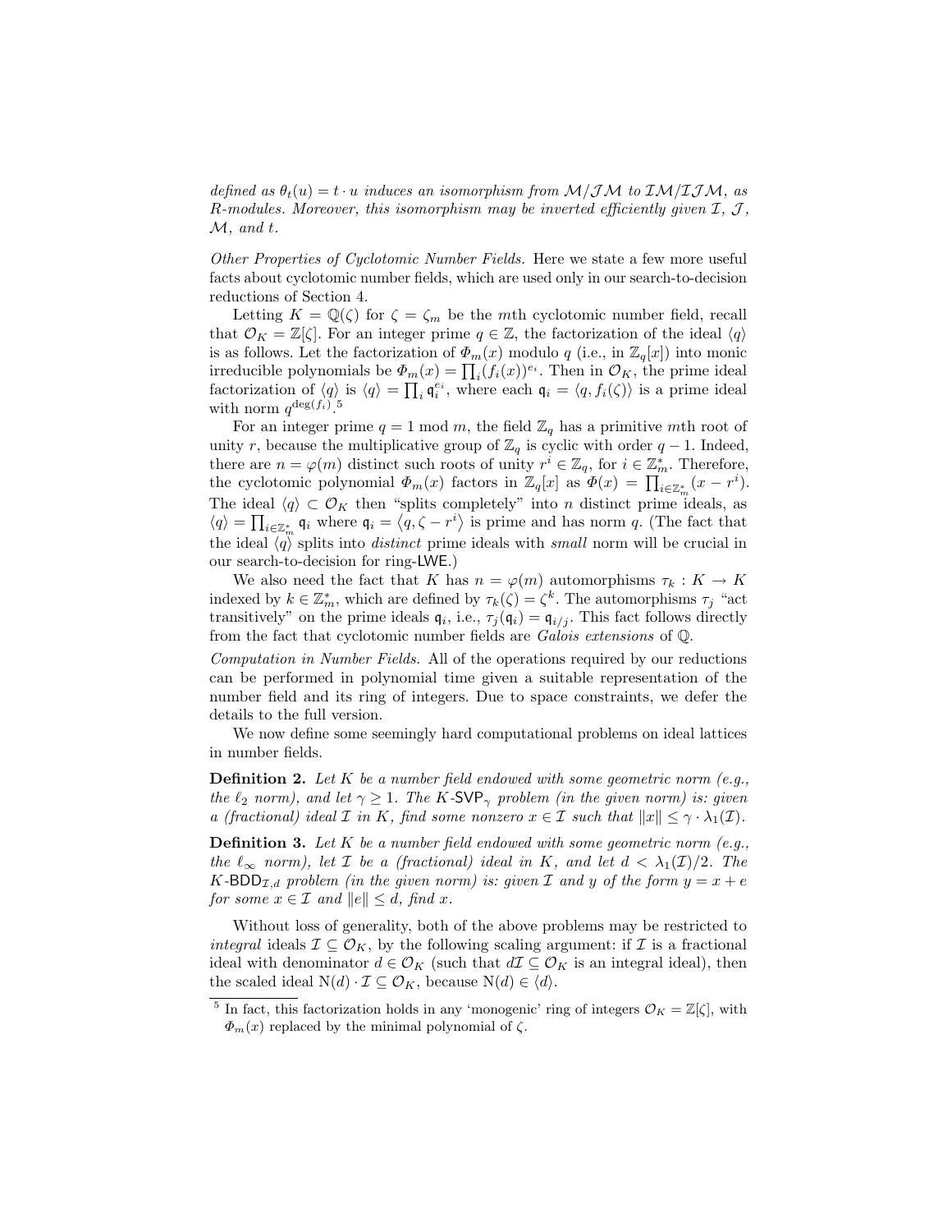*defined as $\theta_t(u) = t \cdot u$ induces an isomorphism from $\mathcal{M}/\mathcal{J}\mathcal{M}$ to $\mathcal{I}\mathcal{M}/\mathcal{I}\mathcal{J}\mathcal{M}$, as R-modules. Moreover, this isomorphism may be inverted efficiently given $\mathcal{I}$, $\mathcal{J}$, $\mathcal{M}$, and $t$.*

*Other Properties of Cyclotomic Number Fields.* Here we state a few more useful facts about cyclotomic number fields, which are used only in our search-to-decision reductions of Section 4.

Letting $K = \mathbb{Q}(\zeta)$ for $\zeta = \zeta_m$ be the $m$th cyclotomic number field, recall that $\mathcal{O}_K = \mathbb{Z}[\zeta]$. For an integer prime $q \in \mathbb{Z}$, the factorization of the ideal $\langle q \rangle$ is as follows. Let the factorization of $\Phi_m(x)$ modulo $q$ (i.e., in $\mathbb{Z}_q[x]$) into monic irreducible polynomials be $\Phi_m(x) = \prod_i (f_i(x))^{e_i}$. Then in $\mathcal{O}_K$, the prime ideal factorization of $\langle q \rangle$ is $\langle q \rangle = \prod_i \mathfrak{q}_i^{e_i}$, where each $\mathfrak{q}_i = \langle q, f_i(\zeta) \rangle$ is a prime ideal with norm $q^{\deg(f_i)}$.[5]

For an integer prime $q = 1 \bmod m$, the field $\mathbb{Z}_q$ has a primitive $m$th root of unity $r$, because the multiplicative group of $\mathbb{Z}_q$ is cyclic with order $q - 1$. Indeed, there are $n = \varphi(m)$ distinct such roots of unity $r^i \in \mathbb{Z}_q$, for $i \in \mathbb{Z}_m^*$. Therefore, the cyclotomic polynomial $\Phi_m(x)$ factors in $\mathbb{Z}_q[x]$ as $\Phi(x) = \prod_{i \in \mathbb{Z}_m^*}(x - r^i)$. The ideal $\langle q \rangle \subset \mathcal{O}_K$ then "splits completely" into $n$ distinct prime ideals, as $\langle q \rangle = \prod_{i \in \mathbb{Z}_m^*} \mathfrak{q}_i$ where $\mathfrak{q}_i = \langle q, \zeta - r^i \rangle$ is prime and has norm $q$. (The fact that the ideal $\langle q \rangle$ splits into *distinct* prime ideals with *small* norm will be crucial in our search-to-decision for ring-LWE.)

We also need the fact that $K$ has $n = \varphi(m)$ automorphisms $\tau_k : K \to K$ indexed by $k \in \mathbb{Z}_m^*$, which are defined by $\tau_k(\zeta) = \zeta^k$. The automorphisms $\tau_j$ "act transitively" on the prime ideals $\mathfrak{q}_i$, i.e., $\tau_j(\mathfrak{q}_i) = \mathfrak{q}_{i/j}$. This fact follows directly from the fact that cyclotomic number fields are *Galois extensions* of $\mathbb{Q}$.

*Computation in Number Fields.* All of the operations required by our reductions can be performed in polynomial time given a suitable representation of the number field and its ring of integers. Due to space constraints, we defer the details to the full version.

We now define some seemingly hard computational problems on ideal lattices in number fields.

**Definition 2.** *Let $K$ be a number field endowed with some geometric norm (e.g., the $\ell_2$ norm), and let $\gamma \geq 1$. The $K$-$\mathsf{SVP}_\gamma$ problem (in the given norm) is: given a (fractional) ideal $\mathcal{I}$ in $K$, find some nonzero $x \in \mathcal{I}$ such that $\|x\| \leq \gamma \cdot \lambda_1(\mathcal{I})$.*

**Definition 3.** *Let $K$ be a number field endowed with some geometric norm (e.g., the $\ell_\infty$ norm), let $\mathcal{I}$ be a (fractional) ideal in $K$, and let $d < \lambda_1(\mathcal{I})/2$. The $K$-$\mathsf{BDD}_{\mathcal{I},d}$ problem (in the given norm) is: given $\mathcal{I}$ and $y$ of the form $y = x + e$ for some $x \in \mathcal{I}$ and $\|e\| \leq d$, find $x$.*

Without loss of generality, both of the above problems may be restricted to *integral* ideals $\mathcal{I} \subseteq \mathcal{O}_K$, by the following scaling argument: if $\mathcal{I}$ is a fractional ideal with denominator $d \in \mathcal{O}_K$ (such that $d\mathcal{I} \subseteq \mathcal{O}_K$ is an integral ideal), then the scaled ideal $\mathrm{N}(d) \cdot \mathcal{I} \subseteq \mathcal{O}_K$, because $\mathrm{N}(d) \in \langle d \rangle$.

---

[5] In fact, this factorization holds in any 'monogenic' ring of integers $\mathcal{O}_K = \mathbb{Z}[\zeta]$, with $\Phi_m(x)$ replaced by the minimal polynomial of $\zeta$.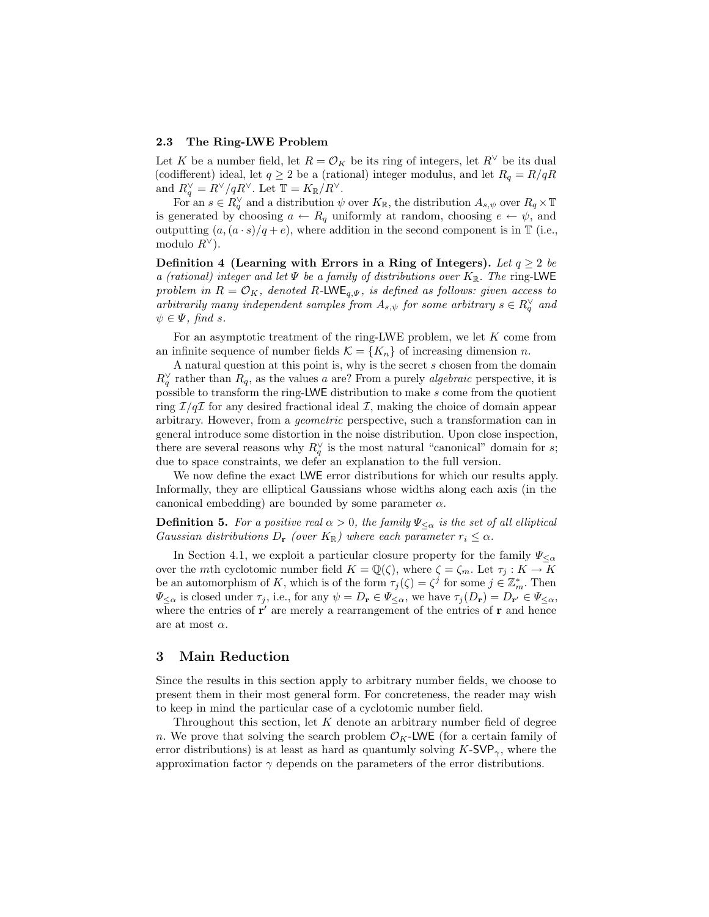### 2.3 The Ring-LWE Problem

Let $K$ be a number field, let $R = \mathcal{O}_K$ be its ring of integers, let $R^\vee$ be its dual (codifferent) ideal, let $q \geq 2$ be a (rational) integer modulus, and let $R_q = R/qR$ and $R_q^\vee = R^\vee/qR^\vee$. Let $\mathbb{T} = K_\mathbb{R}/R^\vee$.

For an $s \in R_q^\vee$ and a distribution $\psi$ over $K_\mathbb{R}$, the distribution $A_{s,\psi}$ over $R_q \times \mathbb{T}$ is generated by choosing $a \leftarrow R_q$ uniformly at random, choosing $e \leftarrow \psi$, and outputting $(a, (a \cdot s)/q + e)$, where addition in the second component is in $\mathbb{T}$ (i.e., modulo $R^\vee$).

**Definition 4 (Learning with Errors in a Ring of Integers).** *Let $q \geq 2$ be a (rational) integer and let $\Psi$ be a family of distributions over $K_\mathbb{R}$. The* ring-LWE *problem in $R = \mathcal{O}_K$, denoted $R$-$\mathsf{LWE}_{q,\Psi}$, is defined as follows: given access to arbitrarily many independent samples from $A_{s,\psi}$ for some arbitrary $s \in R_q^\vee$ and $\psi \in \Psi$, find $s$.*

For an asymptotic treatment of the ring-LWE problem, we let $K$ come from an infinite sequence of number fields $\mathcal{K} = \{K_n\}$ of increasing dimension $n$.

A natural question at this point is, why is the secret $s$ chosen from the domain $R_q^\vee$ rather than $R_q$, as the values $a$ are? From a purely *algebraic* perspective, it is possible to transform the ring-LWE distribution to make $s$ come from the quotient ring $\mathcal{I}/q\mathcal{I}$ for any desired fractional ideal $\mathcal{I}$, making the choice of domain appear arbitrary. However, from a *geometric* perspective, such a transformation can in general introduce some distortion in the noise distribution. Upon close inspection, there are several reasons why $R_q^\vee$ is the most natural "canonical" domain for $s$; due to space constraints, we defer an explanation to the full version.

We now define the exact LWE error distributions for which our results apply. Informally, they are elliptical Gaussians whose widths along each axis (in the canonical embedding) are bounded by some parameter $\alpha$.

**Definition 5.** *For a positive real $\alpha > 0$, the family $\Psi_{\leq\alpha}$ is the set of all elliptical Gaussian distributions $D_\mathbf{r}$ (over $K_\mathbb{R}$) where each parameter $r_i \leq \alpha$.*

In Section 4.1, we exploit a particular closure property for the family $\Psi_{\leq\alpha}$ over the $m$th cyclotomic number field $K = \mathbb{Q}(\zeta)$, where $\zeta = \zeta_m$. Let $\tau_j : K \to K$ be an automorphism of $K$, which is of the form $\tau_j(\zeta) = \zeta^j$ for some $j \in \mathbb{Z}_m^*$. Then $\Psi_{\leq\alpha}$ is closed under $\tau_j$, i.e., for any $\psi = D_\mathbf{r} \in \Psi_{\leq\alpha}$, we have $\tau_j(D_\mathbf{r}) = D_{\mathbf{r}'} \in \Psi_{\leq\alpha}$, where the entries of $\mathbf{r}'$ are merely a rearrangement of the entries of $\mathbf{r}$ and hence are at most $\alpha$.

## 3 Main Reduction

Since the results in this section apply to arbitrary number fields, we choose to present them in their most general form. For concreteness, the reader may wish to keep in mind the particular case of a cyclotomic number field.

Throughout this section, let $K$ denote an arbitrary number field of degree $n$. We prove that solving the search problem $\mathcal{O}_K$-LWE (for a certain family of error distributions) is at least as hard as quantumly solving $K$-$\mathsf{SVP}_\gamma$, where the approximation factor $\gamma$ depends on the parameters of the error distributions.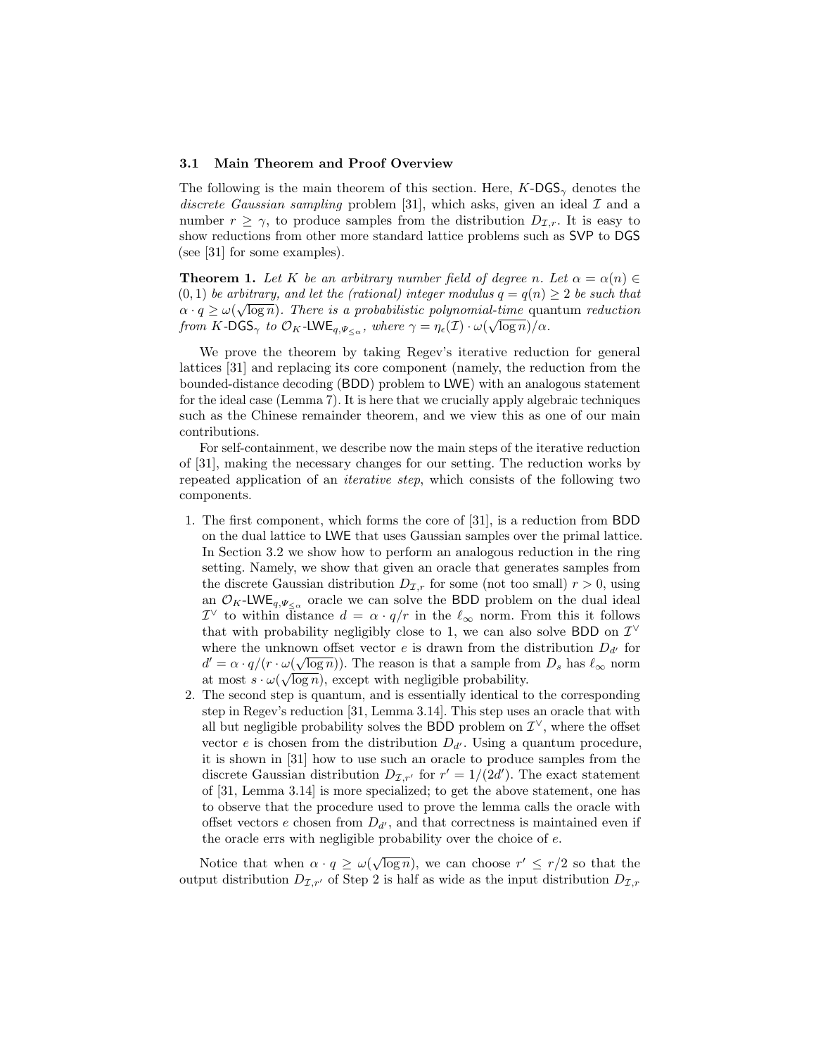### 3.1 Main Theorem and Proof Overview

The following is the main theorem of this section. Here, $K$-$\mathsf{DGS}_\gamma$ denotes the *discrete Gaussian sampling* problem [31], which asks, given an ideal $\mathcal{I}$ and a number $r \geq \gamma$, to produce samples from the distribution $D_{\mathcal{I},r}$. It is easy to show reductions from other more standard lattice problems such as $\mathsf{SVP}$ to $\mathsf{DGS}$ (see [31] for some examples).

**Theorem 1.** *Let $K$ be an arbitrary number field of degree $n$. Let $\alpha = \alpha(n) \in (0,1)$ be arbitrary, and let the (rational) integer modulus $q = q(n) \geq 2$ be such that $\alpha \cdot q \geq \omega(\sqrt{\log n})$. There is a probabilistic polynomial-time* quantum *reduction from $K$-$\mathsf{DGS}_\gamma$ to $\mathcal{O}_K$-$\mathsf{LWE}_{q,\Psi_{\leq\alpha}}$, where $\gamma = \eta_\epsilon(\mathcal{I}) \cdot \omega(\sqrt{\log n})/\alpha$.*

We prove the theorem by taking Regev's iterative reduction for general lattices [31] and replacing its core component (namely, the reduction from the bounded-distance decoding ($\mathsf{BDD}$) problem to $\mathsf{LWE}$) with an analogous statement for the ideal case (Lemma 7). It is here that we crucially apply algebraic techniques such as the Chinese remainder theorem, and we view this as one of our main contributions.

For self-containment, we describe now the main steps of the iterative reduction of [31], making the necessary changes for our setting. The reduction works by repeated application of an *iterative step*, which consists of the following two components.

1. The first component, which forms the core of [31], is a reduction from $\mathsf{BDD}$ on the dual lattice to $\mathsf{LWE}$ that uses Gaussian samples over the primal lattice. In Section 3.2 we show how to perform an analogous reduction in the ring setting. Namely, we show that given an oracle that generates samples from the discrete Gaussian distribution $D_{\mathcal{I},r}$ for some (not too small) $r > 0$, using an $\mathcal{O}_K$-$\mathsf{LWE}_{q,\Psi_{\leq\alpha}}$ oracle we can solve the $\mathsf{BDD}$ problem on the dual ideal $\mathcal{I}^\vee$ to within distance $d = \alpha \cdot q/r$ in the $\ell_\infty$ norm. From this it follows that with probability negligibly close to 1, we can also solve $\mathsf{BDD}$ on $\mathcal{I}^\vee$ where the unknown offset vector $e$ is drawn from the distribution $D_{d'}$ for $d' = \alpha \cdot q/(r \cdot \omega(\sqrt{\log n}))$. The reason is that a sample from $D_s$ has $\ell_\infty$ norm at most $s \cdot \omega(\sqrt{\log n})$, except with negligible probability.
2. The second step is quantum, and is essentially identical to the corresponding step in Regev's reduction [31, Lemma 3.14]. This step uses an oracle that with all but negligible probability solves the $\mathsf{BDD}$ problem on $\mathcal{I}^\vee$, where the offset vector $e$ is chosen from the distribution $D_{d'}$. Using a quantum procedure, it is shown in [31] how to use such an oracle to produce samples from the discrete Gaussian distribution $D_{\mathcal{I},r'}$ for $r' = 1/(2d')$. The exact statement of [31, Lemma 3.14] is more specialized; to get the above statement, one has to observe that the procedure used to prove the lemma calls the oracle with offset vectors $e$ chosen from $D_{d'}$, and that correctness is maintained even if the oracle errs with negligible probability over the choice of $e$.

Notice that when $\alpha \cdot q \geq \omega(\sqrt{\log n})$, we can choose $r' \leq r/2$ so that the output distribution $D_{\mathcal{I},r'}$ of Step 2 is half as wide as the input distribution $D_{\mathcal{I},r}$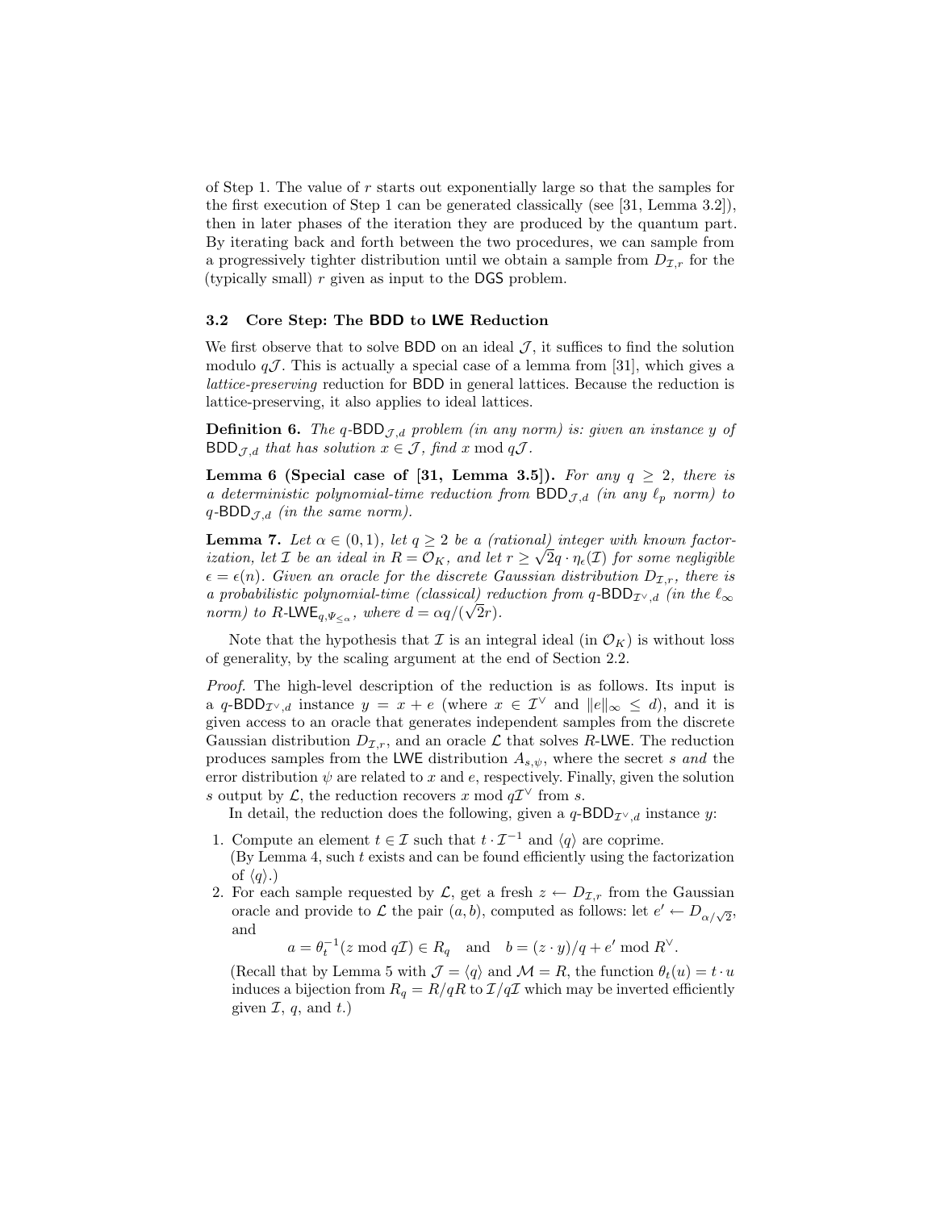of Step 1. The value of $r$ starts out exponentially large so that the samples for the first execution of Step 1 can be generated classically (see [31, Lemma 3.2]), then in later phases of the iteration they are produced by the quantum part. By iterating back and forth between the two procedures, we can sample from a progressively tighter distribution until we obtain a sample from $D_{\mathcal{I},r}$ for the (typically small) $r$ given as input to the DGS problem.

### 3.2 Core Step: The BDD to LWE Reduction

We first observe that to solve BDD on an ideal $\mathcal{J}$, it suffices to find the solution modulo $q\mathcal{J}$. This is actually a special case of a lemma from [31], which gives a *lattice-preserving* reduction for BDD in general lattices. Because the reduction is lattice-preserving, it also applies to ideal lattices.

**Definition 6.** *The $q$-$\mathsf{BDD}_{\mathcal{J},d}$ problem (in any norm) is: given an instance $y$ of $\mathsf{BDD}_{\mathcal{J},d}$ that has solution $x \in \mathcal{J}$, find $x \bmod q\mathcal{J}$.*

**Lemma 6 (Special case of [31, Lemma 3.5]).** *For any $q \geq 2$, there is a deterministic polynomial-time reduction from $\mathsf{BDD}_{\mathcal{J},d}$ (in any $\ell_p$ norm) to $q$-$\mathsf{BDD}_{\mathcal{J},d}$ (in the same norm).*

**Lemma 7.** *Let $\alpha \in (0,1)$, let $q \geq 2$ be a (rational) integer with known factorization, let $\mathcal{I}$ be an ideal in $R = \mathcal{O}_K$, and let $r \geq \sqrt{2}q \cdot \eta_\epsilon(\mathcal{I})$ for some negligible $\epsilon = \epsilon(n)$. Given an oracle for the discrete Gaussian distribution $D_{\mathcal{I},r}$, there is a probabilistic polynomial-time (classical) reduction from $q$-$\mathsf{BDD}_{\mathcal{I}^\vee,d}$ (in the $\ell_\infty$ norm) to $R$-$\mathsf{LWE}_{q,\Psi_{\leq\alpha}}$, where $d = \alpha q/(\sqrt{2}r)$.*

Note that the hypothesis that $\mathcal{I}$ is an integral ideal (in $\mathcal{O}_K$) is without loss of generality, by the scaling argument at the end of Section 2.2.

*Proof.* The high-level description of the reduction is as follows. Its input is a $q$-$\mathsf{BDD}_{\mathcal{I}^\vee,d}$ instance $y = x + e$ (where $x \in \mathcal{I}^\vee$ and $\|e\|_\infty \leq d$), and it is given access to an oracle that generates independent samples from the discrete Gaussian distribution $D_{\mathcal{I},r}$, and an oracle $\mathcal{L}$ that solves $R$-LWE. The reduction produces samples from the LWE distribution $A_{s,\psi}$, where the secret $s$ *and* the error distribution $\psi$ are related to $x$ and $e$, respectively. Finally, given the solution $s$ output by $\mathcal{L}$, the reduction recovers $x \bmod q\mathcal{I}^\vee$ from $s$.

In detail, the reduction does the following, given a $q$-$\mathsf{BDD}_{\mathcal{I}^\vee,d}$ instance $y$:

1. Compute an element $t \in \mathcal{I}$ such that $t \cdot \mathcal{I}^{-1}$ and $\langle q \rangle$ are coprime.
(By Lemma 4, such $t$ exists and can be found efficiently using the factorization of $\langle q \rangle$.)
2. For each sample requested by $\mathcal{L}$, get a fresh $z \leftarrow D_{\mathcal{I},r}$ from the Gaussian oracle and provide to $\mathcal{L}$ the pair $(a, b)$, computed as follows: let $e' \leftarrow D_{\alpha/\sqrt{2}}$, and
$$a = \theta_t^{-1}(z \bmod q\mathcal{I}) \in R_q \quad \text{and} \quad b = (z \cdot y)/q + e' \bmod R^\vee.$$
(Recall that by Lemma 5 with $\mathcal{J} = \langle q \rangle$ and $\mathcal{M} = R$, the function $\theta_t(u) = t \cdot u$ induces a bijection from $R_q = R/qR$ to $\mathcal{I}/q\mathcal{I}$ which may be inverted efficiently given $\mathcal{I}$, $q$, and $t$.)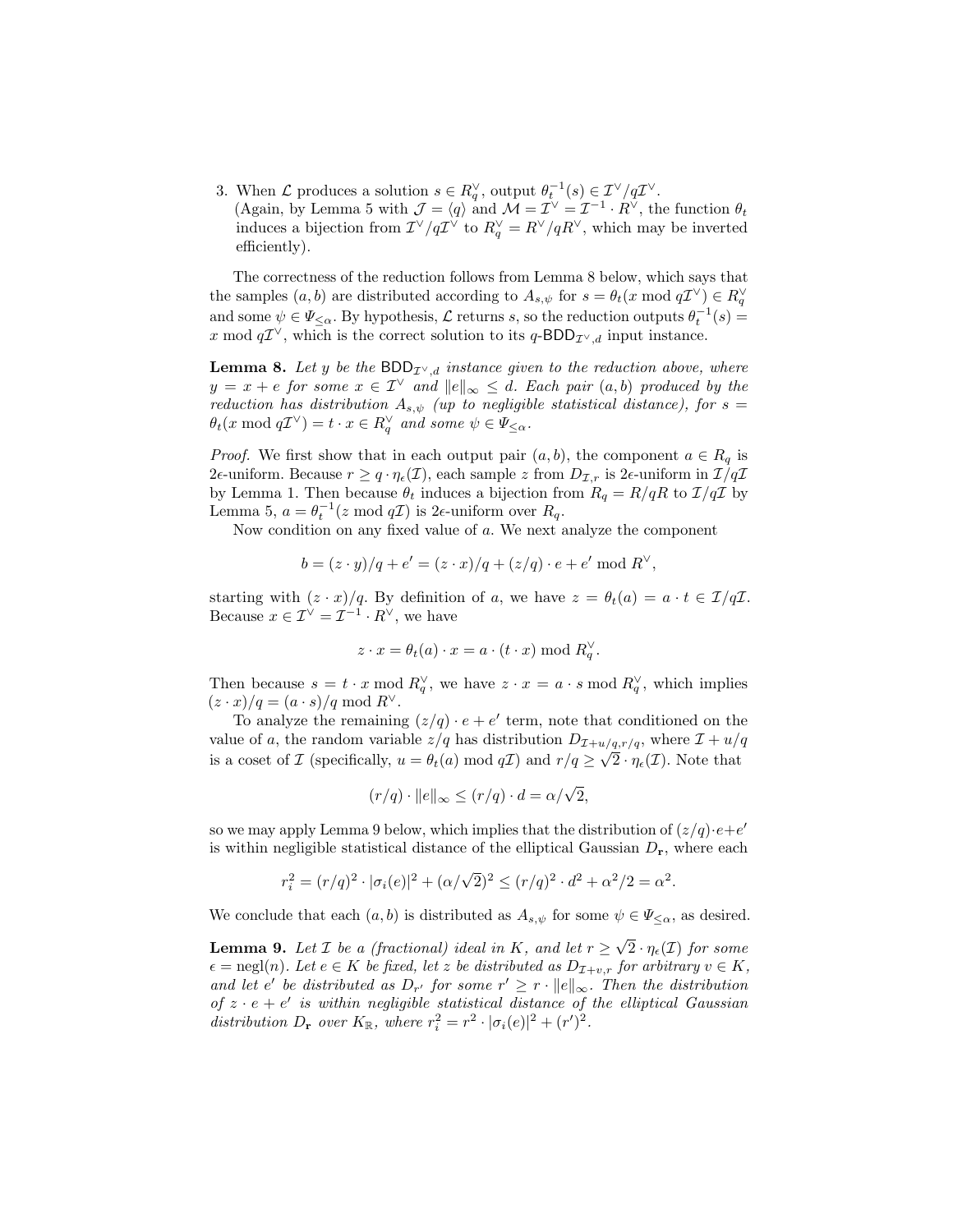3. When $\mathcal{L}$ produces a solution $s \in R_q^\vee$, output $\theta_t^{-1}(s) \in \mathcal{I}^\vee/q\mathcal{I}^\vee$.
   (Again, by Lemma 5 with $\mathcal{J} = \langle q \rangle$ and $\mathcal{M} = \mathcal{I}^\vee = \mathcal{I}^{-1} \cdot R^\vee$, the function $\theta_t$ induces a bijection from $\mathcal{I}^\vee/q\mathcal{I}^\vee$ to $R_q^\vee = R^\vee/qR^\vee$, which may be inverted efficiently).

The correctness of the reduction follows from Lemma 8 below, which says that the samples $(a, b)$ are distributed according to $A_{s,\psi}$ for $s = \theta_t(x \bmod q\mathcal{I}^\vee) \in R_q^\vee$ and some $\psi \in \Psi_{\leq \alpha}$. By hypothesis, $\mathcal{L}$ returns $s$, so the reduction outputs $\theta_t^{-1}(s) = x \bmod q\mathcal{I}^\vee$, which is the correct solution to its $q$-$\mathsf{BDD}_{\mathcal{I}^\vee,d}$ input instance.

**Lemma 8.** *Let $y$ be the $\mathsf{BDD}_{\mathcal{I}^\vee,d}$ instance given to the reduction above, where $y = x + e$ for some $x \in \mathcal{I}^\vee$ and $\|e\|_\infty \leq d$. Each pair $(a, b)$ produced by the reduction has distribution $A_{s,\psi}$ (up to negligible statistical distance), for $s = \theta_t(x \bmod q\mathcal{I}^\vee) = t \cdot x \in R_q^\vee$ and some $\psi \in \Psi_{\leq \alpha}$.*

*Proof.* We first show that in each output pair $(a, b)$, the component $a \in R_q$ is $2\epsilon$-uniform. Because $r \geq q \cdot \eta_\epsilon(\mathcal{I})$, each sample $z$ from $D_{\mathcal{I},r}$ is $2\epsilon$-uniform in $\mathcal{I}/q\mathcal{I}$ by Lemma 1. Then because $\theta_t$ induces a bijection from $R_q = R/qR$ to $\mathcal{I}/q\mathcal{I}$ by Lemma 5, $a = \theta_t^{-1}(z \bmod q\mathcal{I})$ is $2\epsilon$-uniform over $R_q$.

Now condition on any fixed value of $a$. We next analyze the component

$$b = (z \cdot y)/q + e' = (z \cdot x)/q + (z/q) \cdot e + e' \bmod R^\vee,$$

starting with $(z \cdot x)/q$. By definition of $a$, we have $z = \theta_t(a) = a \cdot t \in \mathcal{I}/q\mathcal{I}$. Because $x \in \mathcal{I}^\vee = \mathcal{I}^{-1} \cdot R^\vee$, we have

$$z \cdot x = \theta_t(a) \cdot x = a \cdot (t \cdot x) \bmod R_q^\vee.$$

Then because $s = t \cdot x \bmod R_q^\vee$, we have $z \cdot x = a \cdot s \bmod R_q^\vee$, which implies $(z \cdot x)/q = (a \cdot s)/q \bmod R^\vee$.

To analyze the remaining $(z/q) \cdot e + e'$ term, note that conditioned on the value of $a$, the random variable $z/q$ has distribution $D_{\mathcal{I}+u/q,r/q}$, where $\mathcal{I} + u/q$ is a coset of $\mathcal{I}$ (specifically, $u = \theta_t(a) \bmod q\mathcal{I}$) and $r/q \geq \sqrt{2} \cdot \eta_\epsilon(\mathcal{I})$. Note that

$$(r/q) \cdot \|e\|_\infty \leq (r/q) \cdot d = \alpha/\sqrt{2},$$

so we may apply Lemma 9 below, which implies that the distribution of $(z/q) \cdot e + e'$ is within negligible statistical distance of the elliptical Gaussian $D_{\mathbf{r}}$, where each

$$r_i^2 = (r/q)^2 \cdot |\sigma_i(e)|^2 + (\alpha/\sqrt{2})^2 \leq (r/q)^2 \cdot d^2 + \alpha^2/2 = \alpha^2.$$

We conclude that each $(a, b)$ is distributed as $A_{s,\psi}$ for some $\psi \in \Psi_{\leq \alpha}$, as desired.

**Lemma 9.** *Let $\mathcal{I}$ be a (fractional) ideal in $K$, and let $r \geq \sqrt{2} \cdot \eta_\epsilon(\mathcal{I})$ for some $\epsilon = \mathrm{negl}(n)$. Let $e \in K$ be fixed, let $z$ be distributed as $D_{\mathcal{I}+v,r}$ for arbitrary $v \in K$, and let $e'$ be distributed as $D_{r'}$ for some $r' \geq r \cdot \|e\|_\infty$. Then the distribution of $z \cdot e + e'$ is within negligible statistical distance of the elliptical Gaussian distribution $D_{\mathbf{r}}$ over $K_\mathbb{R}$, where $r_i^2 = r^2 \cdot |\sigma_i(e)|^2 + (r')^2$.*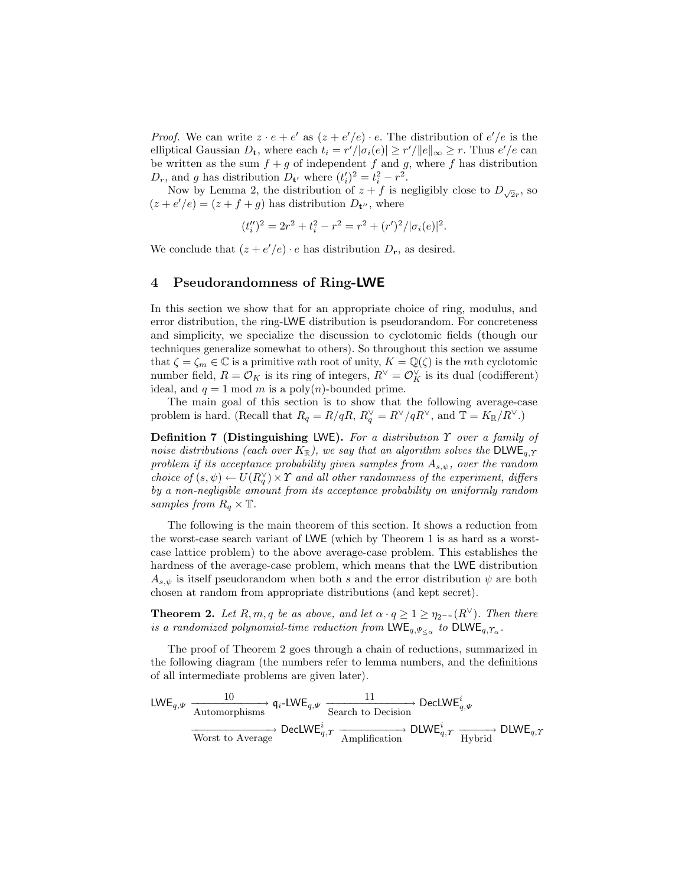*Proof.* We can write $z \cdot e + e'$ as $(z + e'/e) \cdot e$. The distribution of $e'/e$ is the elliptical Gaussian $D_{\mathbf{t}}$, where each $t_i = r'/|\sigma_i(e)| \geq r'/\|e\|_\infty \geq r$. Thus $e'/e$ can be written as the sum $f + g$ of independent $f$ and $g$, where $f$ has distribution $D_r$, and $g$ has distribution $D_{\mathbf{t}'}$ where $(t_i')^2 = t_i^2 - r^2$.

Now by Lemma 2, the distribution of $z + f$ is negligibly close to $D_{\sqrt{2}r}$, so $(z + e'/e) = (z + f + g)$ has distribution $D_{\mathbf{t}''}$, where

$$(t_i'')^2 = 2r^2 + t_i^2 - r^2 = r^2 + (r')^2/|\sigma_i(e)|^2.$$

We conclude that $(z + e'/e) \cdot e$ has distribution $D_{\mathbf{r}}$, as desired.

## 4 Pseudorandomness of Ring-LWE

In this section we show that for an appropriate choice of ring, modulus, and error distribution, the ring-LWE distribution is pseudorandom. For concreteness and simplicity, we specialize the discussion to cyclotomic fields (though our techniques generalize somewhat to others). So throughout this section we assume that $\zeta = \zeta_m \in \mathbb{C}$ is a primitive $m$th root of unity, $K = \mathbb{Q}(\zeta)$ is the $m$th cyclotomic number field, $R = \mathcal{O}_K$ is its ring of integers, $R^\vee = \mathcal{O}_K^\vee$ is its dual (codifferent) ideal, and $q = 1 \bmod m$ is a poly$(n)$-bounded prime.

The main goal of this section is to show that the following average-case problem is hard. (Recall that $R_q = R/qR$, $R_q^\vee = R^\vee/qR^\vee$, and $\mathbb{T} = K_\mathbb{R}/R^\vee$.)

**Definition 7 (Distinguishing LWE).** *For a distribution $\Upsilon$ over a family of noise distributions (each over $K_\mathbb{R}$), we say that an algorithm solves the $\mathsf{DLWE}_{q,\Upsilon}$ problem if its acceptance probability given samples from $A_{s,\psi}$, over the random choice of $(s, \psi) \leftarrow U(R_q^\vee) \times \Upsilon$ and all other randomness of the experiment, differs by a non-negligible amount from its acceptance probability on uniformly random samples from $R_q \times \mathbb{T}$.*

The following is the main theorem of this section. It shows a reduction from the worst-case search variant of LWE (which by Theorem 1 is as hard as a worst-case lattice problem) to the above average-case problem. This establishes the hardness of the average-case problem, which means that the LWE distribution $A_{s,\psi}$ is itself pseudorandom when both $s$ and the error distribution $\psi$ are both chosen at random from appropriate distributions (and kept secret).

**Theorem 2.** *Let $R, m, q$ be as above, and let $\alpha \cdot q \geq 1 \geq \eta_{2^{-n}}(R^\vee)$. Then there is a randomized polynomial-time reduction from $\mathsf{LWE}_{q,\Psi_{\leq\alpha}}$ to $\mathsf{DLWE}_{q,\Upsilon_\alpha}$.*

The proof of Theorem 2 goes through a chain of reductions, summarized in the following diagram (the numbers refer to lemma numbers, and the definitions of all intermediate problems are given later).

$$\mathsf{LWE}_{q,\Psi} \xrightarrow[\text{Automorphisms}]{10} \mathfrak{q}_i\text{-}\mathsf{LWE}_{q,\Psi} \xrightarrow[\text{Search to Decision}]{11} \mathsf{DecLWE}^i_{q,\Psi}$$

$$\xrightarrow[\text{Worst to Average}]{} \mathsf{DecLWE}^i_{q,\Upsilon} \xrightarrow[\text{Amplification}]{} \mathsf{DLWE}^i_{q,\Upsilon} \xrightarrow[\text{Hybrid}]{} \mathsf{DLWE}_{q,\Upsilon}$$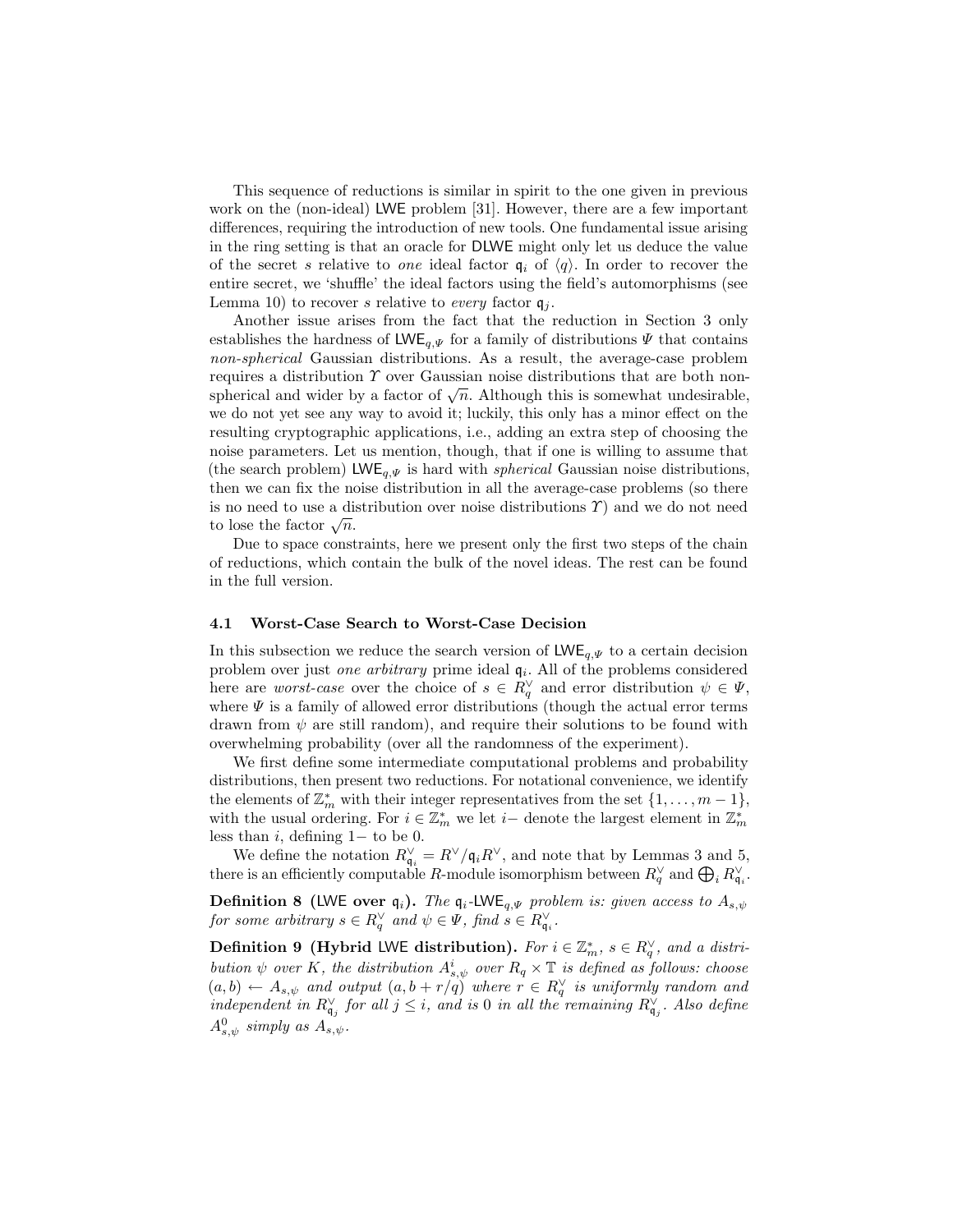This sequence of reductions is similar in spirit to the one given in previous work on the (non-ideal) LWE problem [31]. However, there are a few important differences, requiring the introduction of new tools. One fundamental issue arising in the ring setting is that an oracle for DLWE might only let us deduce the value of the secret $s$ relative to *one* ideal factor $\mathfrak{q}_i$ of $\langle q \rangle$. In order to recover the entire secret, we 'shuffle' the ideal factors using the field's automorphisms (see Lemma 10) to recover $s$ relative to *every* factor $\mathfrak{q}_j$.

Another issue arises from the fact that the reduction in Section 3 only establishes the hardness of $\mathsf{LWE}_{q,\Psi}$ for a family of distributions $\Psi$ that contains *non-spherical* Gaussian distributions. As a result, the average-case problem requires a distribution $\Upsilon$ over Gaussian noise distributions that are both non-spherical and wider by a factor of $\sqrt{n}$. Although this is somewhat undesirable, we do not yet see any way to avoid it; luckily, this only has a minor effect on the resulting cryptographic applications, i.e., adding an extra step of choosing the noise parameters. Let us mention, though, that if one is willing to assume that (the search problem) $\mathsf{LWE}_{q,\Psi}$ is hard with *spherical* Gaussian noise distributions, then we can fix the noise distribution in all the average-case problems (so there is no need to use a distribution over noise distributions $\Upsilon$) and we do not need to lose the factor $\sqrt{n}$.

Due to space constraints, here we present only the first two steps of the chain of reductions, which contain the bulk of the novel ideas. The rest can be found in the full version.

### 4.1 Worst-Case Search to Worst-Case Decision

In this subsection we reduce the search version of $\mathsf{LWE}_{q,\Psi}$ to a certain decision problem over just *one arbitrary* prime ideal $\mathfrak{q}_i$. All of the problems considered here are *worst-case* over the choice of $s \in R_q^\vee$ and error distribution $\psi \in \Psi$, where $\Psi$ is a family of allowed error distributions (though the actual error terms drawn from $\psi$ are still random), and require their solutions to be found with overwhelming probability (over all the randomness of the experiment).

We first define some intermediate computational problems and probability distributions, then present two reductions. For notational convenience, we identify the elements of $\mathbb{Z}_m^*$ with their integer representatives from the set $\{1, \ldots, m-1\}$, with the usual ordering. For $i \in \mathbb{Z}_m^*$ we let $i-$ denote the largest element in $\mathbb{Z}_m^*$ less than $i$, defining $1-$ to be 0.

We define the notation $R_{\mathfrak{q}_i}^\vee = R^\vee/\mathfrak{q}_i R^\vee$, and note that by Lemmas 3 and 5, there is an efficiently computable $R$-module isomorphism between $R_q^\vee$ and $\bigoplus_i R_{\mathfrak{q}_i}^\vee$.

**Definition 8 (LWE over $\mathfrak{q}_i$).** *The $\mathfrak{q}_i$-$\mathsf{LWE}_{q,\Psi}$ problem is: given access to $A_{s,\psi}$ for some arbitrary $s \in R_q^\vee$ and $\psi \in \Psi$, find $s \in R_{\mathfrak{q}_i}^\vee$.*

**Definition 9 (Hybrid LWE distribution).** *For $i \in \mathbb{Z}_m^*$, $s \in R_q^\vee$, and a distribution $\psi$ over $K$, the distribution $A_{s,\psi}^i$ over $R_q \times \mathbb{T}$ is defined as follows: choose $(a, b) \leftarrow A_{s,\psi}$ and output $(a, b + r/q)$ where $r \in R_q^\vee$ is uniformly random and independent in $R_{\mathfrak{q}_j}^\vee$ for all $j \leq i$, and is 0 in all the remaining $R_{\mathfrak{q}_j}^\vee$. Also define $A_{s,\psi}^0$ simply as $A_{s,\psi}$.*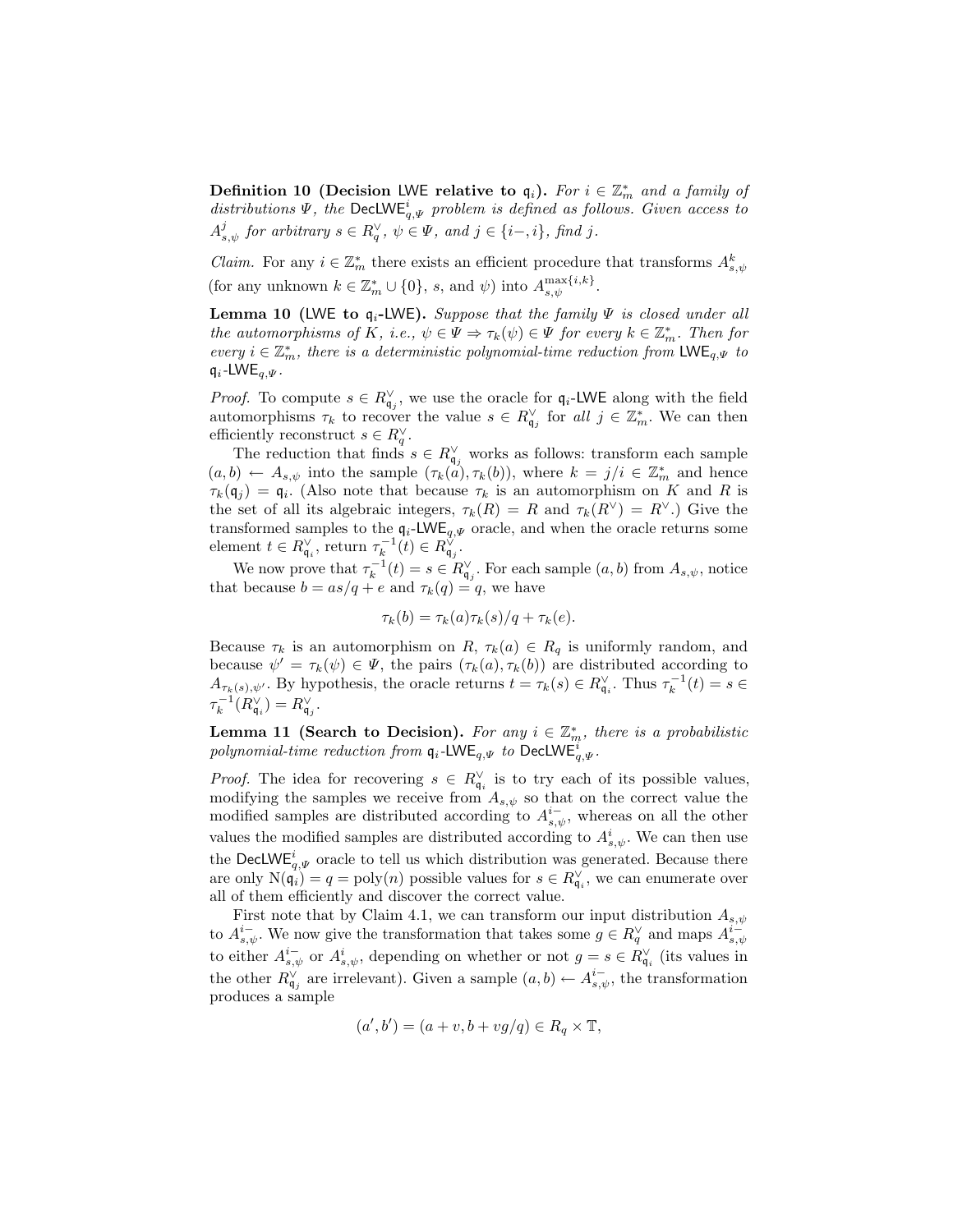**Definition 10 (Decision LWE relative to $\mathfrak{q}_i$).** *For $i \in \mathbb{Z}_m^*$ and a family of distributions $\Psi$, the $\mathsf{DecLWE}^i_{q,\Psi}$ problem is defined as follows. Given access to $A^j_{s,\psi}$ for arbitrary $s \in R_q^\vee$, $\psi \in \Psi$, and $j \in \{i-, i\}$, find $j$.*

*Claim.* For any $i \in \mathbb{Z}_m^*$ there exists an efficient procedure that transforms $A^k_{s,\psi}$ (for any unknown $k \in \mathbb{Z}_m^* \cup \{0\}$, $s$, and $\psi$) into $A^{\max\{i,k\}}_{s,\psi}$.

**Lemma 10 (LWE to $\mathfrak{q}_i$-LWE).** *Suppose that the family $\Psi$ is closed under all the automorphisms of $K$, i.e., $\psi \in \Psi \Rightarrow \tau_k(\psi) \in \Psi$ for every $k \in \mathbb{Z}_m^*$. Then for every $i \in \mathbb{Z}_m^*$, there is a deterministic polynomial-time reduction from $\mathsf{LWE}_{q,\Psi}$ to $\mathfrak{q}_i$-$\mathsf{LWE}_{q,\Psi}$.*

*Proof.* To compute $s \in R^\vee_{\mathfrak{q}_j}$, we use the oracle for $\mathfrak{q}_i$-LWE along with the field automorphisms $\tau_k$ to recover the value $s \in R^\vee_{\mathfrak{q}_j}$ for *all* $j \in \mathbb{Z}_m^*$. We can then efficiently reconstruct $s \in R_q^\vee$.

The reduction that finds $s \in R^\vee_{\mathfrak{q}_j}$ works as follows: transform each sample $(a, b) \leftarrow A_{s,\psi}$ into the sample $(\tau_k(a), \tau_k(b))$, where $k = j/i \in \mathbb{Z}_m^*$ and hence $\tau_k(\mathfrak{q}_j) = \mathfrak{q}_i$. (Also note that because $\tau_k$ is an automorphism on $K$ and $R$ is the set of all its algebraic integers, $\tau_k(R) = R$ and $\tau_k(R^\vee) = R^\vee$.) Give the transformed samples to the $\mathfrak{q}_i$-$\mathsf{LWE}_{q,\Psi}$ oracle, and when the oracle returns some element $t \in R^\vee_{\mathfrak{q}_i}$, return $\tau_k^{-1}(t) \in R^\vee_{\mathfrak{q}_j}$.

We now prove that $\tau_k^{-1}(t) = s \in R^\vee_{\mathfrak{q}_j}$. For each sample $(a, b)$ from $A_{s,\psi}$, notice that because $b = as/q + e$ and $\tau_k(q) = q$, we have

$$\tau_k(b) = \tau_k(a)\tau_k(s)/q + \tau_k(e).$$

Because $\tau_k$ is an automorphism on $R$, $\tau_k(a) \in R_q$ is uniformly random, and because $\psi' = \tau_k(\psi) \in \Psi$, the pairs $(\tau_k(a), \tau_k(b))$ are distributed according to $A_{\tau_k(s),\psi'}$. By hypothesis, the oracle returns $t = \tau_k(s) \in R^\vee_{\mathfrak{q}_i}$. Thus $\tau_k^{-1}(t) = s \in \tau_k^{-1}(R^\vee_{\mathfrak{q}_i}) = R^\vee_{\mathfrak{q}_j}$.

**Lemma 11 (Search to Decision).** *For any $i \in \mathbb{Z}_m^*$, there is a probabilistic polynomial-time reduction from $\mathfrak{q}_i$-$\mathsf{LWE}_{q,\Psi}$ to $\mathsf{DecLWE}^i_{q,\Psi}$.*

*Proof.* The idea for recovering $s \in R^\vee_{\mathfrak{q}_i}$ is to try each of its possible values, modifying the samples we receive from $A_{s,\psi}$ so that on the correct value the modified samples are distributed according to $A^{i-}_{s,\psi}$, whereas on all the other values the modified samples are distributed according to $A^i_{s,\psi}$. We can then use the $\mathsf{DecLWE}^i_{q,\Psi}$ oracle to tell us which distribution was generated. Because there are only $\mathrm{N}(\mathfrak{q}_i) = q = \mathrm{poly}(n)$ possible values for $s \in R^\vee_{\mathfrak{q}_i}$, we can enumerate over all of them efficiently and discover the correct value.

First note that by Claim 4.1, we can transform our input distribution $A_{s,\psi}$ to $A^{i-}_{s,\psi}$. We now give the transformation that takes some $g \in R_q^\vee$ and maps $A^{i-}_{s,\psi}$ to either $A^{i-}_{s,\psi}$ or $A^i_{s,\psi}$, depending on whether or not $g = s \in R^\vee_{\mathfrak{q}_i}$ (its values in the other $R^\vee_{\mathfrak{q}_j}$ are irrelevant). Given a sample $(a, b) \leftarrow A^{i-}_{s,\psi}$, the transformation produces a sample

$$(a', b') = (a + v, b + vg/q) \in R_q \times \mathbb{T},$$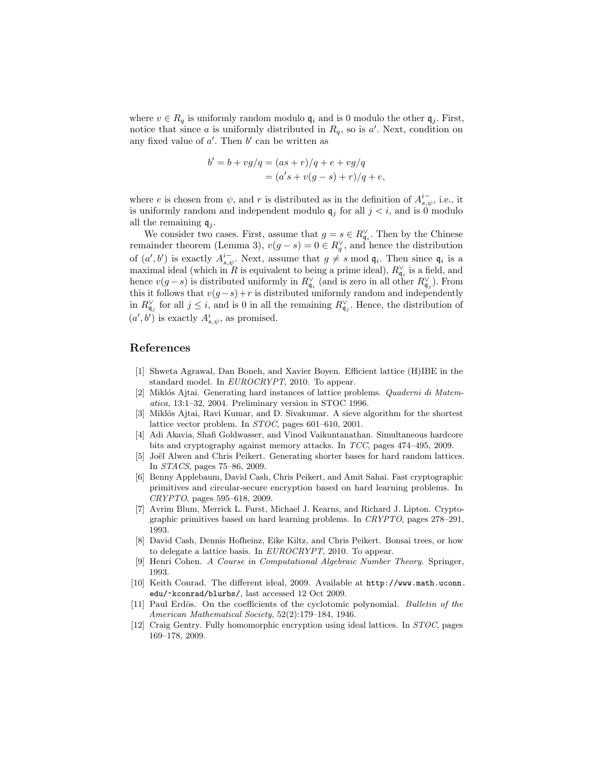where $v \in R_q$ is uniformly random modulo $\mathfrak{q}_i$ and is 0 modulo the other $\mathfrak{q}_j$. First, notice that since $a$ is uniformly distributed in $R_q$, so is $a'$. Next, condition on any fixed value of $a'$. Then $b'$ can be written as

$$
\begin{aligned}
b' = b + vg/q &= (as + r)/q + e + vg/q \\
&= (a's + v(g - s) + r)/q + e,
\end{aligned}
$$

where $e$ is chosen from $\psi$, and $r$ is distributed as in the definition of $A^{i-}_{s,\psi}$, i.e., it is uniformly random and independent modulo $\mathfrak{q}_j$ for all $j < i$, and is 0 modulo all the remaining $\mathfrak{q}_j$.

We consider two cases. First, assume that $g = s \in R^{\vee}_{\mathfrak{q}_i}$. Then by the Chinese remainder theorem (Lemma 3), $v(g - s) = 0 \in R^{\vee}_q$, and hence the distribution of $(a', b')$ is exactly $A^{i-}_{s,\psi}$. Next, assume that $g \neq s \bmod \mathfrak{q}_i$. Then since $\mathfrak{q}_i$ is a maximal ideal (which in $R$ is equivalent to being a prime ideal), $R^{\vee}_{\mathfrak{q}_i}$ is a field, and hence $v(g - s)$ is distributed uniformly in $R^{\vee}_{\mathfrak{q}_i}$ (and is zero in all other $R^{\vee}_{\mathfrak{q}_j}$). From this it follows that $v(g - s) + r$ is distributed uniformly random and independently in $R^{\vee}_{\mathfrak{q}_j}$ for all $j \leq i$, and is 0 in all the remaining $R^{\vee}_{\mathfrak{q}_j}$. Hence, the distribution of $(a', b')$ is exactly $A^{i}_{s,\psi}$, as promised.

## References

1. Shweta Agrawal, Dan Boneh, and Xavier Boyen. Efficient lattice (H)IBE in the standard model. In *EUROCRYPT*, 2010. To appear.
2. Miklós Ajtai. Generating hard instances of lattice problems. *Quaderni di Matematica*, 13:1–32, 2004. Preliminary version in STOC 1996.
3. Miklós Ajtai, Ravi Kumar, and D. Sivakumar. A sieve algorithm for the shortest lattice vector problem. In *STOC*, pages 601–610, 2001.
4. Adi Akavia, Shafi Goldwasser, and Vinod Vaikuntanathan. Simultaneous hardcore bits and cryptography against memory attacks. In *TCC*, pages 474–495, 2009.
5. Joël Alwen and Chris Peikert. Generating shorter bases for hard random lattices. In *STACS*, pages 75–86, 2009.
6. Benny Applebaum, David Cash, Chris Peikert, and Amit Sahai. Fast cryptographic primitives and circular-secure encryption based on hard learning problems. In *CRYPTO*, pages 595–618, 2009.
7. Avrim Blum, Merrick L. Furst, Michael J. Kearns, and Richard J. Lipton. Cryptographic primitives based on hard learning problems. In *CRYPTO*, pages 278–291, 1993.
8. David Cash, Dennis Hofheinz, Eike Kiltz, and Chris Peikert. Bonsai trees, or how to delegate a lattice basis. In *EUROCRYPT*, 2010. To appear.
9. Henri Cohen. *A Course in Computational Algebraic Number Theory*. Springer, 1993.
10. Keith Conrad. The different ideal, 2009. Available at `http://www.math.uconn.edu/~kconrad/blurbs/`, last accessed 12 Oct 2009.
11. Paul Erdös. On the coefficients of the cyclotomic polynomial. *Bulletin of the American Mathematical Society*, 52(2):179–184, 1946.
12. Craig Gentry. Fully homomorphic encryption using ideal lattices. In *STOC*, pages 169–178, 2009.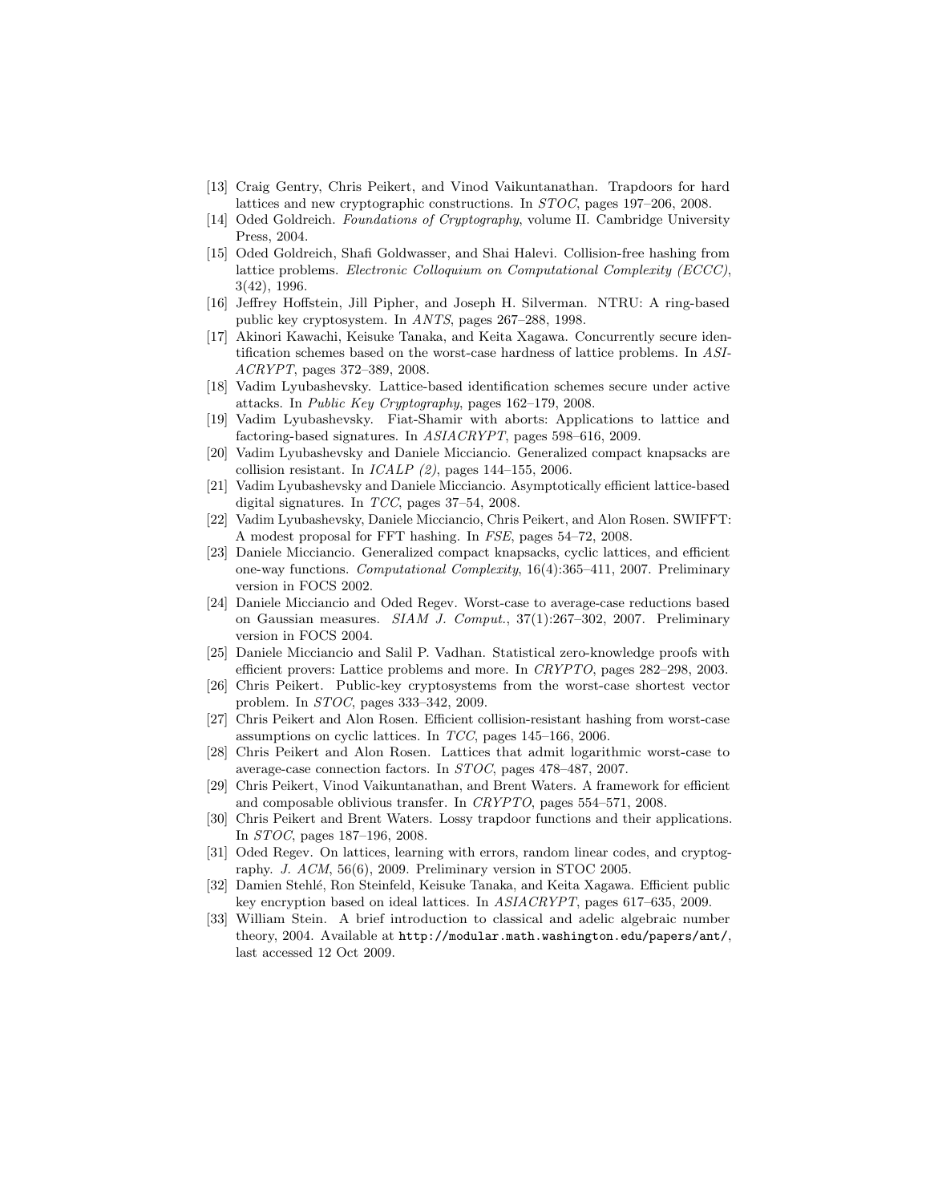[13] Craig Gentry, Chris Peikert, and Vinod Vaikuntanathan. Trapdoors for hard lattices and new cryptographic constructions. In *STOC*, pages 197–206, 2008.

[14] Oded Goldreich. *Foundations of Cryptography*, volume II. Cambridge University Press, 2004.

[15] Oded Goldreich, Shafi Goldwasser, and Shai Halevi. Collision-free hashing from lattice problems. *Electronic Colloquium on Computational Complexity (ECCC)*, 3(42), 1996.

[16] Jeffrey Hoffstein, Jill Pipher, and Joseph H. Silverman. NTRU: A ring-based public key cryptosystem. In *ANTS*, pages 267–288, 1998.

[17] Akinori Kawachi, Keisuke Tanaka, and Keita Xagawa. Concurrently secure identification schemes based on the worst-case hardness of lattice problems. In *ASIACRYPT*, pages 372–389, 2008.

[18] Vadim Lyubashevsky. Lattice-based identification schemes secure under active attacks. In *Public Key Cryptography*, pages 162–179, 2008.

[19] Vadim Lyubashevsky. Fiat-Shamir with aborts: Applications to lattice and factoring-based signatures. In *ASIACRYPT*, pages 598–616, 2009.

[20] Vadim Lyubashevsky and Daniele Micciancio. Generalized compact knapsacks are collision resistant. In *ICALP (2)*, pages 144–155, 2006.

[21] Vadim Lyubashevsky and Daniele Micciancio. Asymptotically efficient lattice-based digital signatures. In *TCC*, pages 37–54, 2008.

[22] Vadim Lyubashevsky, Daniele Micciancio, Chris Peikert, and Alon Rosen. SWIFFT: A modest proposal for FFT hashing. In *FSE*, pages 54–72, 2008.

[23] Daniele Micciancio. Generalized compact knapsacks, cyclic lattices, and efficient one-way functions. *Computational Complexity*, 16(4):365–411, 2007. Preliminary version in FOCS 2002.

[24] Daniele Micciancio and Oded Regev. Worst-case to average-case reductions based on Gaussian measures. *SIAM J. Comput.*, 37(1):267–302, 2007. Preliminary version in FOCS 2004.

[25] Daniele Micciancio and Salil P. Vadhan. Statistical zero-knowledge proofs with efficient provers: Lattice problems and more. In *CRYPTO*, pages 282–298, 2003.

[26] Chris Peikert. Public-key cryptosystems from the worst-case shortest vector problem. In *STOC*, pages 333–342, 2009.

[27] Chris Peikert and Alon Rosen. Efficient collision-resistant hashing from worst-case assumptions on cyclic lattices. In *TCC*, pages 145–166, 2006.

[28] Chris Peikert and Alon Rosen. Lattices that admit logarithmic worst-case to average-case connection factors. In *STOC*, pages 478–487, 2007.

[29] Chris Peikert, Vinod Vaikuntanathan, and Brent Waters. A framework for efficient and composable oblivious transfer. In *CRYPTO*, pages 554–571, 2008.

[30] Chris Peikert and Brent Waters. Lossy trapdoor functions and their applications. In *STOC*, pages 187–196, 2008.

[31] Oded Regev. On lattices, learning with errors, random linear codes, and cryptography. *J. ACM*, 56(6), 2009. Preliminary version in STOC 2005.

[32] Damien Stehlé, Ron Steinfeld, Keisuke Tanaka, and Keita Xagawa. Efficient public key encryption based on ideal lattices. In *ASIACRYPT*, pages 617–635, 2009.

[33] William Stein. A brief introduction to classical and adelic algebraic number theory, 2004. Available at `http://modular.math.washington.edu/papers/ant/`, last accessed 12 Oct 2009.